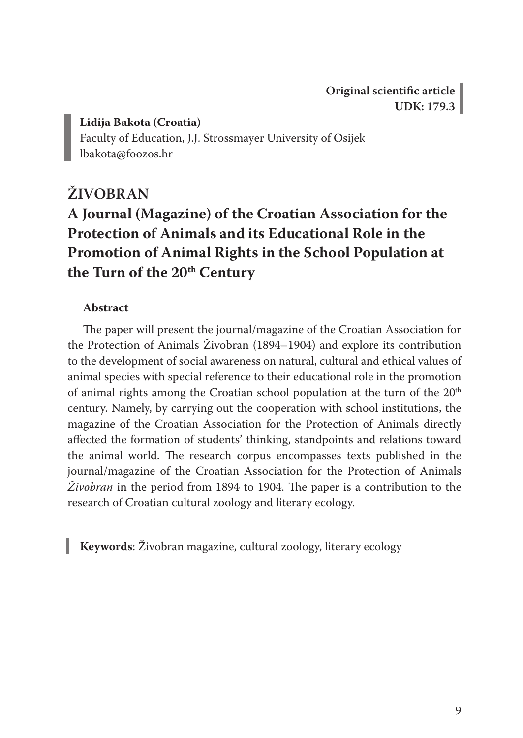**Original scientific article**
**UDK: 179.3**

**Lidija Bakota (Croatia)**
Faculty of Education, J.J. Strossmayer University of Osijek
lbakota@foozos.hr

# ŽIVOBRAN

## A Journal (Magazine) of the Croatian Association for the Protection of Animals and its Educational Role in the Promotion of Animal Rights in the School Population at the Turn of the 20th Century

### Abstract

The paper will present the journal/magazine of the Croatian Association for the Protection of Animals Živobran (1894–1904) and explore its contribution to the development of social awareness on natural, cultural and ethical values of animal species with special reference to their educational role in the promotion of animal rights among the Croatian school population at the turn of the 20th century. Namely, by carrying out the cooperation with school institutions, the magazine of the Croatian Association for the Protection of Animals directly affected the formation of students' thinking, standpoints and relations toward the animal world. The research corpus encompasses texts published in the journal/magazine of the Croatian Association for the Protection of Animals *Živobran* in the period from 1894 to 1904. The paper is a contribution to the research of Croatian cultural zoology and literary ecology.

**Keywords**: Živobran magazine, cultural zoology, literary ecology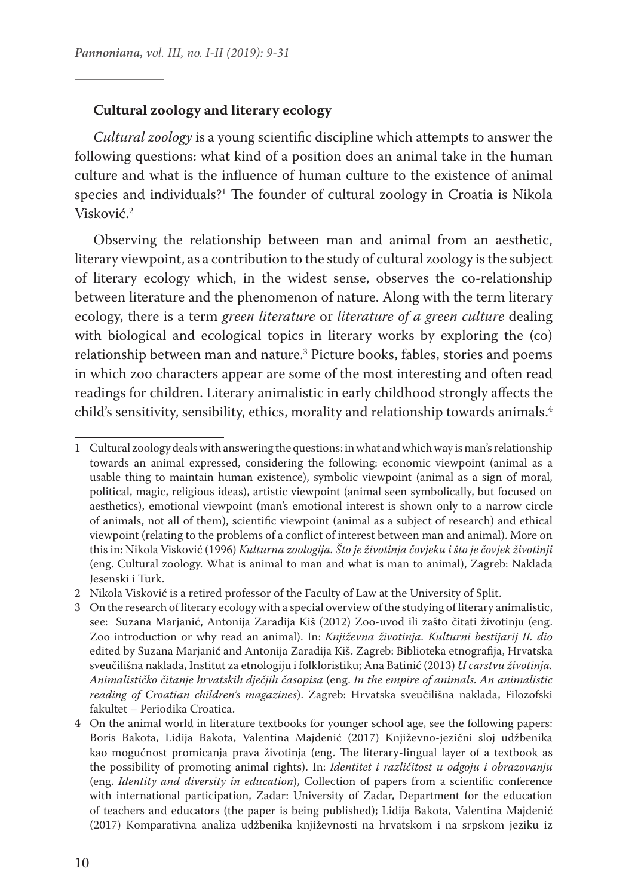## Cultural zoology and literary ecology

*Cultural zoology* is a young scientific discipline which attempts to answer the following questions: what kind of a position does an animal take in the human culture and what is the influence of human culture to the existence of animal species and individuals?[1] The founder of cultural zoology in Croatia is Nikola Visković.[2]

Observing the relationship between man and animal from an aesthetic, literary viewpoint, as a contribution to the study of cultural zoology is the subject of literary ecology which, in the widest sense, observes the co-relationship between literature and the phenomenon of nature. Along with the term literary ecology, there is a term *green literature* or *literature of a green culture* dealing with biological and ecological topics in literary works by exploring the (co) relationship between man and nature.[3] Picture books, fables, stories and poems in which zoo characters appear are some of the most interesting and often read readings for children. Literary animalistic in early childhood strongly affects the child's sensitivity, sensibility, ethics, morality and relationship towards animals.[4]

---

1 Cultural zoology deals with answering the questions: in what and which way is man's relationship towards an animal expressed, considering the following: economic viewpoint (animal as a usable thing to maintain human existence), symbolic viewpoint (animal as a sign of moral, political, magic, religious ideas), artistic viewpoint (animal seen symbolically, but focused on aesthetics), emotional viewpoint (man's emotional interest is shown only to a narrow circle of animals, not all of them), scientific viewpoint (animal as a subject of research) and ethical viewpoint (relating to the problems of a conflict of interest between man and animal). More on this in: Nikola Visković (1996) *Kulturna zoologija. Što je životinja čovjeku i što je čovjek životinji* (eng. Cultural zoology. What is animal to man and what is man to animal), Zagreb: Naklada Jesenski i Turk.

2 Nikola Visković is a retired professor of the Faculty of Law at the University of Split.

3 On the research of literary ecology with a special overview of the studying of literary animalistic, see: Suzana Marjanić, Antonija Zaradija Kiš (2012) Zoo-uvod ili zašto čitati životinju (eng. Zoo introduction or why read an animal). In: *Književna životinja. Kulturni bestijarij II. dio* edited by Suzana Marjanić and Antonija Zaradija Kiš. Zagreb: Biblioteka etnografija, Hrvatska sveučilišna naklada, Institut za etnologiju i folkloristiku; Ana Batinić (2013) *U carstvu životinja. Animalističko čitanje hrvatskih dječjih časopisa* (eng. *In the empire of animals. An animalistic reading of Croatian children's magazines*). Zagreb: Hrvatska sveučilišna naklada, Filozofski fakultet – Periodika Croatica.

4 On the animal world in literature textbooks for younger school age, see the following papers: Boris Bakota, Lidija Bakota, Valentina Majdenić (2017) Književno-jezični sloj udžbenika kao mogućnost promicanja prava životinja (eng. The literary-lingual layer of a textbook as the possibility of promoting animal rights). In: *Identitet i različitost u odgoju i obrazovanju* (eng. *Identity and diversity in education*), Collection of papers from a scientific conference with international participation, Zadar: University of Zadar, Department for the education of teachers and educators (the paper is being published); Lidija Bakota, Valentina Majdenić (2017) Komparativna analiza udžbenika književnosti na hrvatskom i na srpskom jeziku iz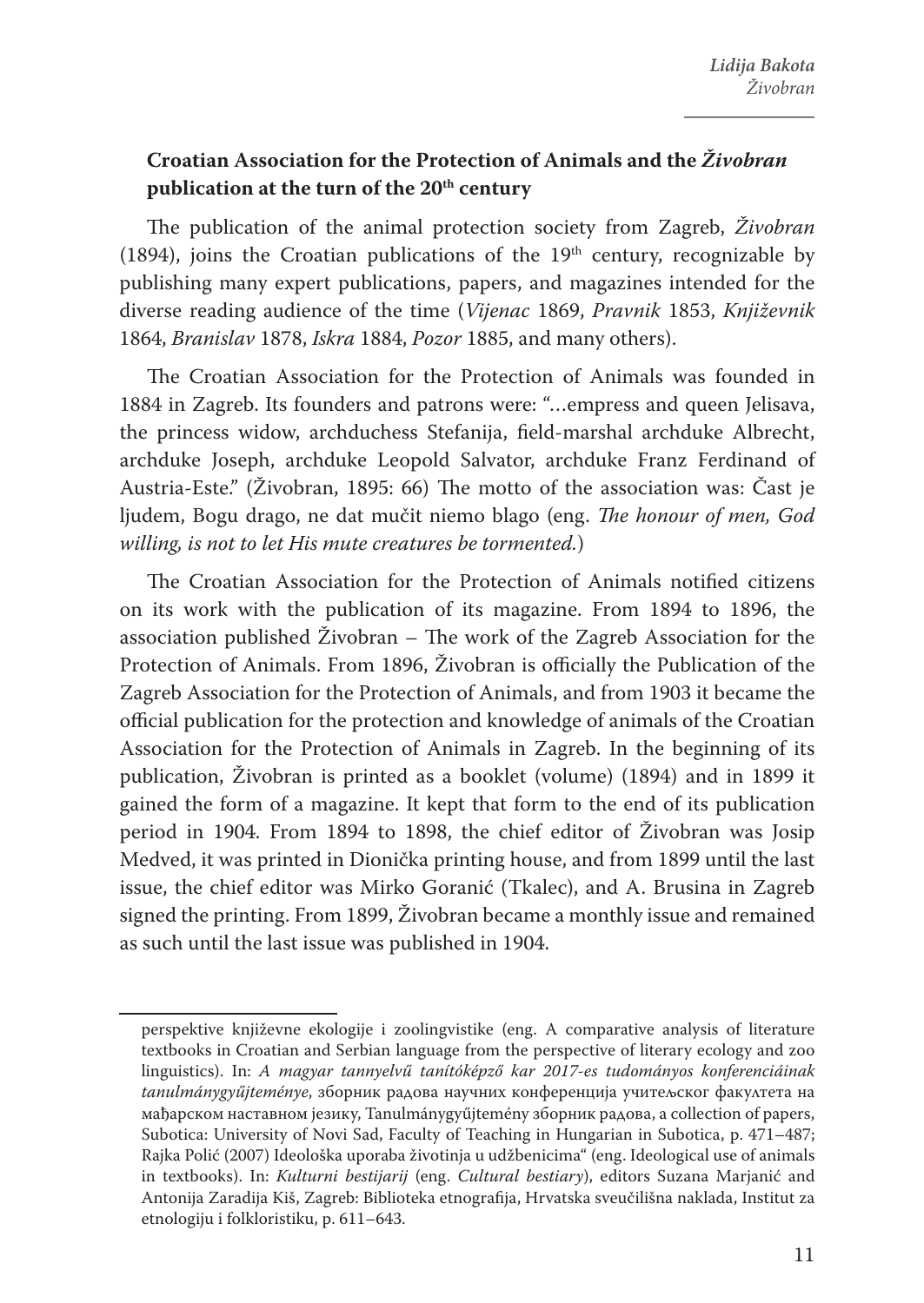## Croatian Association for the Protection of Animals and the *Živobran* publication at the turn of the 20th century

The publication of the animal protection society from Zagreb, *Živobran* (1894), joins the Croatian publications of the 19th century, recognizable by publishing many expert publications, papers, and magazines intended for the diverse reading audience of the time (*Vijenac* 1869, *Pravnik* 1853, *Književnik* 1864, *Branislav* 1878, *Iskra* 1884, *Pozor* 1885, and many others).

The Croatian Association for the Protection of Animals was founded in 1884 in Zagreb. Its founders and patrons were: "…empress and queen Jelisava, the princess widow, archduchess Stefanija, field-marshal archduke Albrecht, archduke Joseph, archduke Leopold Salvator, archduke Franz Ferdinand of Austria-Este." (Živobran, 1895: 66) The motto of the association was: Čast je ljudem, Bogu drago, ne dat mučit niemo blago (eng. *The honour of men, God willing, is not to let His mute creatures be tormented.*)

The Croatian Association for the Protection of Animals notified citizens on its work with the publication of its magazine. From 1894 to 1896, the association published Živobran – The work of the Zagreb Association for the Protection of Animals. From 1896, Živobran is officially the Publication of the Zagreb Association for the Protection of Animals, and from 1903 it became the official publication for the protection and knowledge of animals of the Croatian Association for the Protection of Animals in Zagreb. In the beginning of its publication, Živobran is printed as a booklet (volume) (1894) and in 1899 it gained the form of a magazine. It kept that form to the end of its publication period in 1904. From 1894 to 1898, the chief editor of Živobran was Josip Medved, it was printed in Dionička printing house, and from 1899 until the last issue, the chief editor was Mirko Goranić (Tkalec), and A. Brusina in Zagreb signed the printing. From 1899, Živobran became a monthly issue and remained as such until the last issue was published in 1904.

---

perspektive književne ekologije i zoolingvistike (eng. A comparative analysis of literature textbooks in Croatian and Serbian language from the perspective of literary ecology and zoo linguistics). In: *A magyar tannyelvű tanítóképző kar 2017-es tudományos konferenciáinak tanulmánygyűjteménye*, зборник радова научних конференција учитељског факултета на мађарском наставном језику, Tanulmánygyűjtemény зборник радова, a collection of papers, Subotica: University of Novi Sad, Faculty of Teaching in Hungarian in Subotica, p. 471–487; Rajka Polić (2007) Ideološka uporaba životinja u udžbenicima" (eng. Ideological use of animals in textbooks). In: *Kulturni bestijarij* (eng. *Cultural bestiary*), editors Suzana Marjanić and Antonija Zaradija Kiš, Zagreb: Biblioteka etnografija, Hrvatska sveučilišna naklada, Institut za etnologiju i folkloristiku, p. 611–643.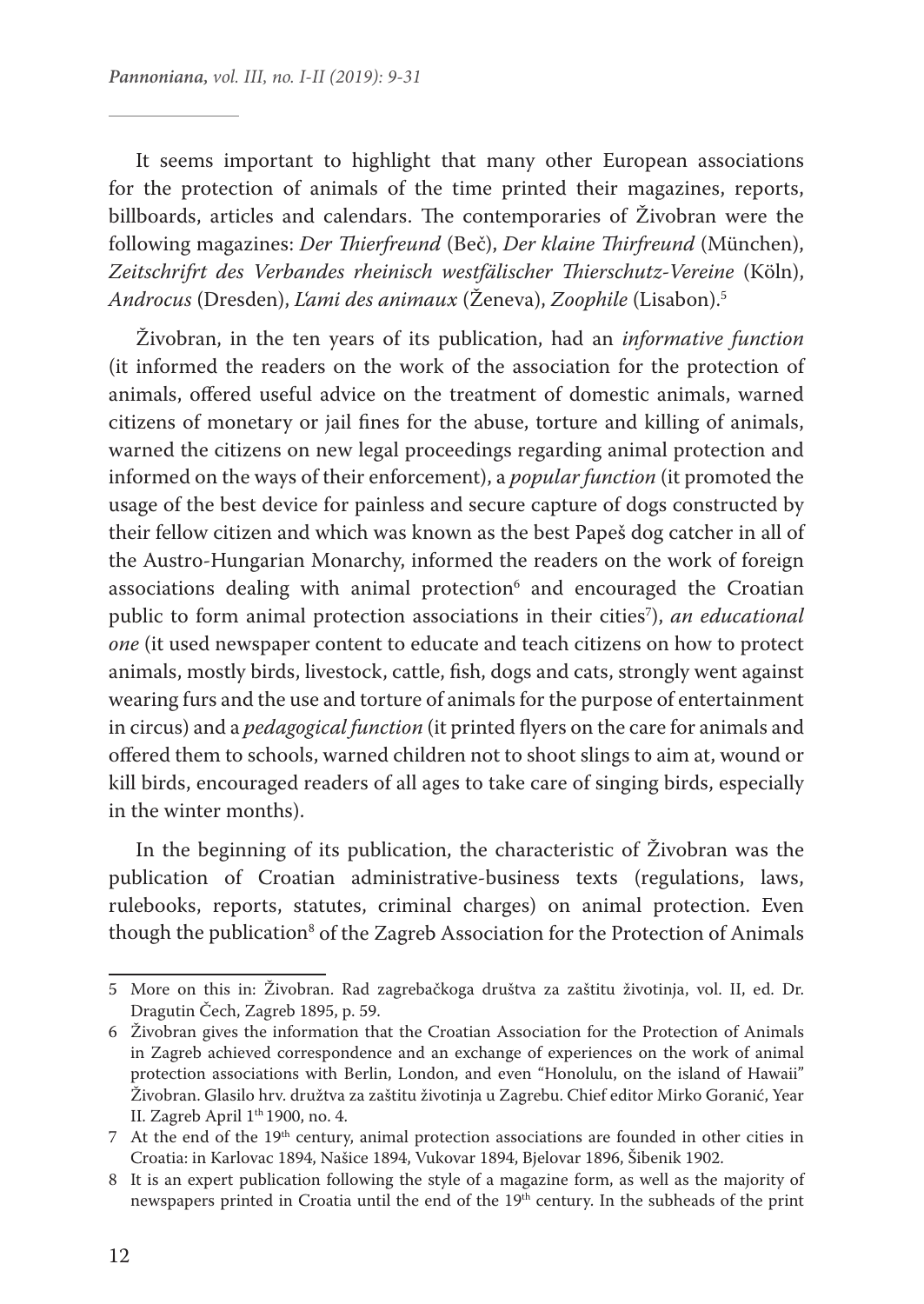It seems important to highlight that many other European associations for the protection of animals of the time printed their magazines, reports, billboards, articles and calendars. The contemporaries of Živobran were the following magazines: *Der Thierfreund* (Beč), *Der klaine Thirfreund* (München), *Zeitschrifrt des Verbandes rheinisch westfälischer Thierschutz-Vereine* (Köln), *Androcus* (Dresden), *L'ami des animaux* (Ženeva), *Zoophile* (Lisabon).[5]

Živobran, in the ten years of its publication, had an *informative function* (it informed the readers on the work of the association for the protection of animals, offered useful advice on the treatment of domestic animals, warned citizens of monetary or jail fines for the abuse, torture and killing of animals, warned the citizens on new legal proceedings regarding animal protection and informed on the ways of their enforcement), a *popular function* (it promoted the usage of the best device for painless and secure capture of dogs constructed by their fellow citizen and which was known as the best Papeš dog catcher in all of the Austro-Hungarian Monarchy, informed the readers on the work of foreign associations dealing with animal protection[6] and encouraged the Croatian public to form animal protection associations in their cities[7]), *an educational one* (it used newspaper content to educate and teach citizens on how to protect animals, mostly birds, livestock, cattle, fish, dogs and cats, strongly went against wearing furs and the use and torture of animals for the purpose of entertainment in circus) and a *pedagogical function* (it printed flyers on the care for animals and offered them to schools, warned children not to shoot slings to aim at, wound or kill birds, encouraged readers of all ages to take care of singing birds, especially in the winter months).

In the beginning of its publication, the characteristic of Živobran was the publication of Croatian administrative-business texts (regulations, laws, rulebooks, reports, statutes, criminal charges) on animal protection. Even though the publication[8] of the Zagreb Association for the Protection of Animals

---

5 More on this in: Živobran. Rad zagrebačkoga društva za zaštitu životinja, vol. II, ed. Dr. Dragutin Čech, Zagreb 1895, p. 59.

6 Živobran gives the information that the Croatian Association for the Protection of Animals in Zagreb achieved correspondence and an exchange of experiences on the work of animal protection associations with Berlin, London, and even "Honolulu, on the island of Hawaii" Živobran. Glasilo hrv. družtva za zaštitu životinja u Zagrebu. Chief editor Mirko Goranić, Year II. Zagreb April 1th 1900, no. 4.

7 At the end of the 19th century, animal protection associations are founded in other cities in Croatia: in Karlovac 1894, Našice 1894, Vukovar 1894, Bjelovar 1896, Šibenik 1902.

8 It is an expert publication following the style of a magazine form, as well as the majority of newspapers printed in Croatia until the end of the 19th century. In the subheads of the print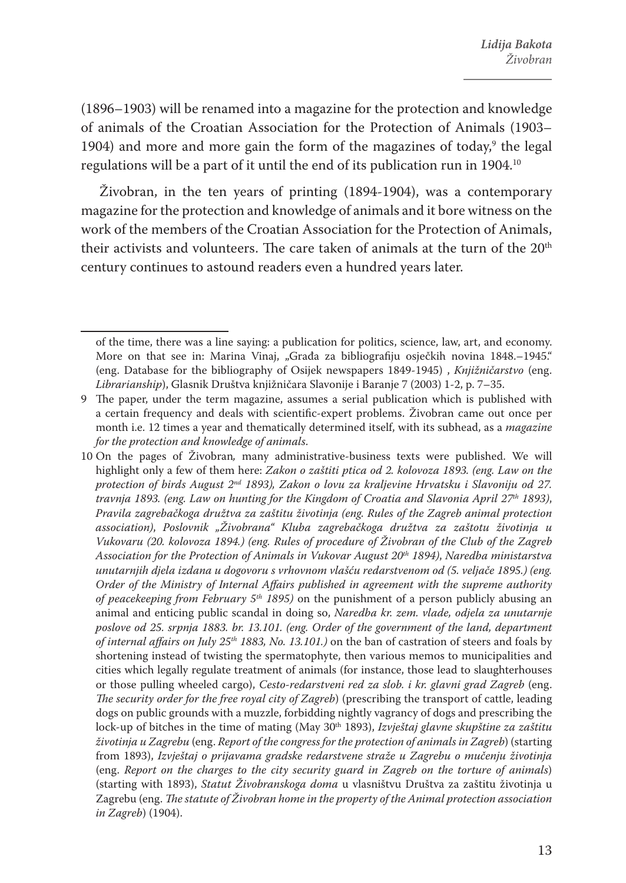(1896–1903) will be renamed into a magazine for the protection and knowledge of animals of the Croatian Association for the Protection of Animals (1903–1904) and more and more gain the form of the magazines of today,[9] the legal regulations will be a part of it until the end of its publication run in 1904.[10]

Živobran, in the ten years of printing (1894-1904), was a contemporary magazine for the protection and knowledge of animals and it bore witness on the work of the members of the Croatian Association for the Protection of Animals, their activists and volunteers. The care taken of animals at the turn of the 20th century continues to astound readers even a hundred years later.

---

of the time, there was a line saying: a publication for politics, science, law, art, and economy. More on that see in: Marina Vinaj, „Građa za bibliografiju osječkih novina 1848.–1945." (eng. Database for the bibliography of Osijek newspapers 1849-1945) , *Knjižničarstvo* (eng. *Librarianship*), Glasnik Društva knjižničara Slavonije i Baranje 7 (2003) 1-2, p. 7–35.

9 The paper, under the term magazine, assumes a serial publication which is published with a certain frequency and deals with scientific-expert problems. Živobran came out once per month i.e. 12 times a year and thematically determined itself, with its subhead, as a *magazine for the protection and knowledge of animals*.

10 On the pages of Živobran, many administrative-business texts were published. We will highlight only a few of them here: *Zakon o zaštiti ptica od 2. kolovoza 1893. (eng. Law on the protection of birds August 2nd 1893), Zakon o lovu za kraljevine Hrvatsku i Slavoniju od 27. travnja 1893. (eng. Law on hunting for the Kingdom of Croatia and Slavonia April 27th 1893), Pravila zagrebačkoga družtva za zaštitu životinja (eng. Rules of the Zagreb animal protection association), Poslovnik „Živobrana" Kluba zagrebačkoga družtva za zaštotu životinja u Vukovaru (20. kolovoza 1894.) (eng. Rules of procedure of Živobran of the Club of the Zagreb Association for the Protection of Animals in Vukovar August 20th 1894), Naredba ministarstva unutarnjih djela izdana u dogovoru s vrhovnom vlašću redarstvenom od (5. veljače 1895.) (eng. Order of the Ministry of Internal Affairs published in agreement with the supreme authority of peacekeeping from February 5th 1895)* on the punishment of a person publicly abusing an animal and enticing public scandal in doing so, *Naredba kr. zem. vlade, odjela za unutarnje poslove od 25. srpnja 1883. br. 13.101. (eng. Order of the government of the land, department of internal affairs on July 25th 1883, No. 13.101.)* on the ban of castration of steers and foals by shortening instead of twisting the spermatophyte, then various memos to municipalities and cities which legally regulate treatment of animals (for instance, those lead to slaughterhouses or those pulling wheeled cargo), *Cesto-redarstveni red za slob. i kr. glavni grad Zagreb* (eng. *The security order for the free royal city of Zagreb*) (prescribing the transport of cattle, leading dogs on public grounds with a muzzle, forbidding nightly vagrancy of dogs and prescribing the lock-up of bitches in the time of mating (May 30th 1893), *Izvještaj glavne skupštine za zaštitu životinja u Zagrebu* (eng. *Report of the congress for the protection of animals in Zagreb*) (starting from 1893), *Izvještaj o prijavama gradske redarstvene straže u Zagrebu o mučenju životinja* (eng. *Report on the charges to the city security guard in Zagreb on the torture of animals*) (starting with 1893), *Statut Živobranskoga doma* u vlasništvu Društva za zaštitu životinja u Zagrebu (eng. *The statute of Živobran home in the property of the Animal protection association in Zagreb*) (1904).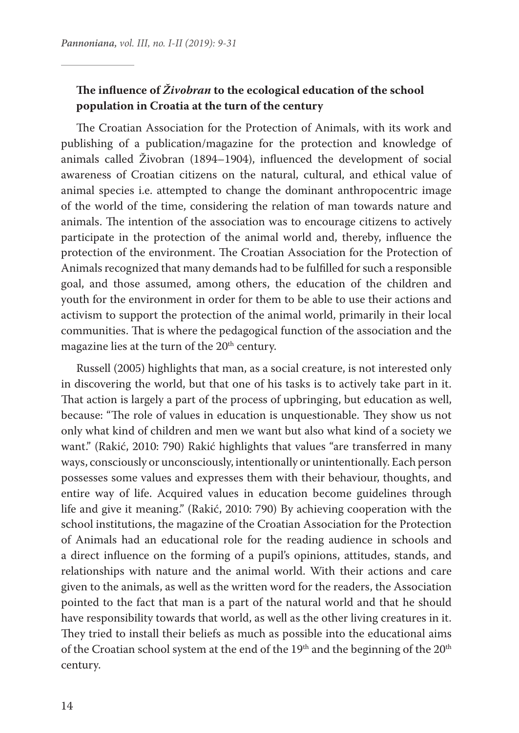### **The influence of *Živobran* to the ecological education of the school population in Croatia at the turn of the century**

The Croatian Association for the Protection of Animals, with its work and publishing of a publication/magazine for the protection and knowledge of animals called Živobran (1894–1904), influenced the development of social awareness of Croatian citizens on the natural, cultural, and ethical value of animal species i.e. attempted to change the dominant anthropocentric image of the world of the time, considering the relation of man towards nature and animals. The intention of the association was to encourage citizens to actively participate in the protection of the animal world and, thereby, influence the protection of the environment. The Croatian Association for the Protection of Animals recognized that many demands had to be fulfilled for such a responsible goal, and those assumed, among others, the education of the children and youth for the environment in order for them to be able to use their actions and activism to support the protection of the animal world, primarily in their local communities. That is where the pedagogical function of the association and the magazine lies at the turn of the 20th century.

Russell (2005) highlights that man, as a social creature, is not interested only in discovering the world, but that one of his tasks is to actively take part in it. That action is largely a part of the process of upbringing, but education as well, because: "The role of values in education is unquestionable. They show us not only what kind of children and men we want but also what kind of a society we want." (Rakić, 2010: 790) Rakić highlights that values "are transferred in many ways, consciously or unconsciously, intentionally or unintentionally. Each person possesses some values and expresses them with their behaviour, thoughts, and entire way of life. Acquired values in education become guidelines through life and give it meaning." (Rakić, 2010: 790) By achieving cooperation with the school institutions, the magazine of the Croatian Association for the Protection of Animals had an educational role for the reading audience in schools and a direct influence on the forming of a pupil's opinions, attitudes, stands, and relationships with nature and the animal world. With their actions and care given to the animals, as well as the written word for the readers, the Association pointed to the fact that man is a part of the natural world and that he should have responsibility towards that world, as well as the other living creatures in it. They tried to install their beliefs as much as possible into the educational aims of the Croatian school system at the end of the 19th and the beginning of the 20th century.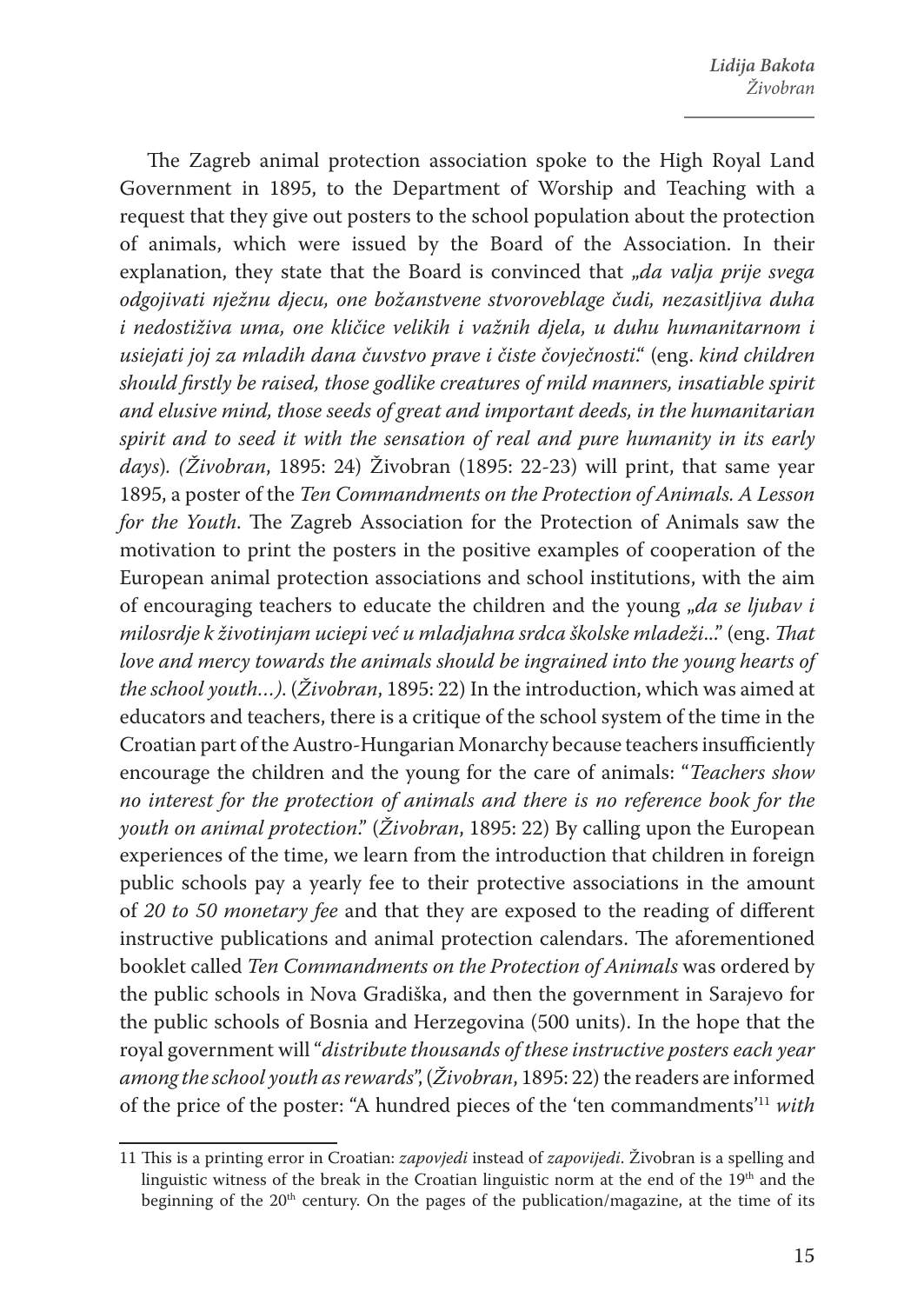The Zagreb animal protection association spoke to the High Royal Land Government in 1895, to the Department of Worship and Teaching with a request that they give out posters to the school population about the protection of animals, which were issued by the Board of the Association. In their explanation, they state that the Board is convinced that *„da valja prije svega odgojivati nježnu djecu, one božanstvene stvoroveblage ćudi, nezasitljiva duha i nedostiživa uma, one kličice velikih i važnih djela, u duhu humanitarnom i usiejati joj za mladih dana čuvstvo prave i čiste čovječnosti*." (eng. *kind children should firstly be raised, those godlike creatures of mild manners, insatiable spirit and elusive mind, those seeds of great and important deeds, in the humanitarian spirit and to seed it with the sensation of real and pure humanity in its early days*). *(Živobran*, 1895: 24) Živobran (1895: 22-23) will print, that same year 1895, a poster of the *Ten Commandments on the Protection of Animals. A Lesson for the Youth*. The Zagreb Association for the Protection of Animals saw the motivation to print the posters in the positive examples of cooperation of the European animal protection associations and school institutions, with the aim of encouraging teachers to educate the children and the young *„da se ljubav i milosrdje k životinjam uciepi već u mladjahna srdca školske mladeži*..." (eng. *That love and mercy towards the animals should be ingrained into the young hearts of the school youth…)*. (*Živobran*, 1895: 22) In the introduction, which was aimed at educators and teachers, there is a critique of the school system of the time in the Croatian part of the Austro-Hungarian Monarchy because teachers insufficiently encourage the children and the young for the care of animals: "*Teachers show no interest for the protection of animals and there is no reference book for the youth on animal protection*." (*Živobran*, 1895: 22) By calling upon the European experiences of the time, we learn from the introduction that children in foreign public schools pay a yearly fee to their protective associations in the amount of *20 to 50 monetary fee* and that they are exposed to the reading of different instructive publications and animal protection calendars. The aforementioned booklet called *Ten Commandments on the Protection of Animals* was ordered by the public schools in Nova Gradiška, and then the government in Sarajevo for the public schools of Bosnia and Herzegovina (500 units). In the hope that the royal government will "*distribute thousands of these instructive posters each year among the school youth as rewards*", (*Živobran*, 1895: 22) the readers are informed of the price of the poster: "A hundred pieces of the 'ten commandments'[11] *with*

---

[11] This is a printing error in Croatian: *zapovjedi* instead of *zapovijedi*. Živobran is a spelling and linguistic witness of the break in the Croatian linguistic norm at the end of the 19th and the beginning of the 20th century. On the pages of the publication/magazine, at the time of its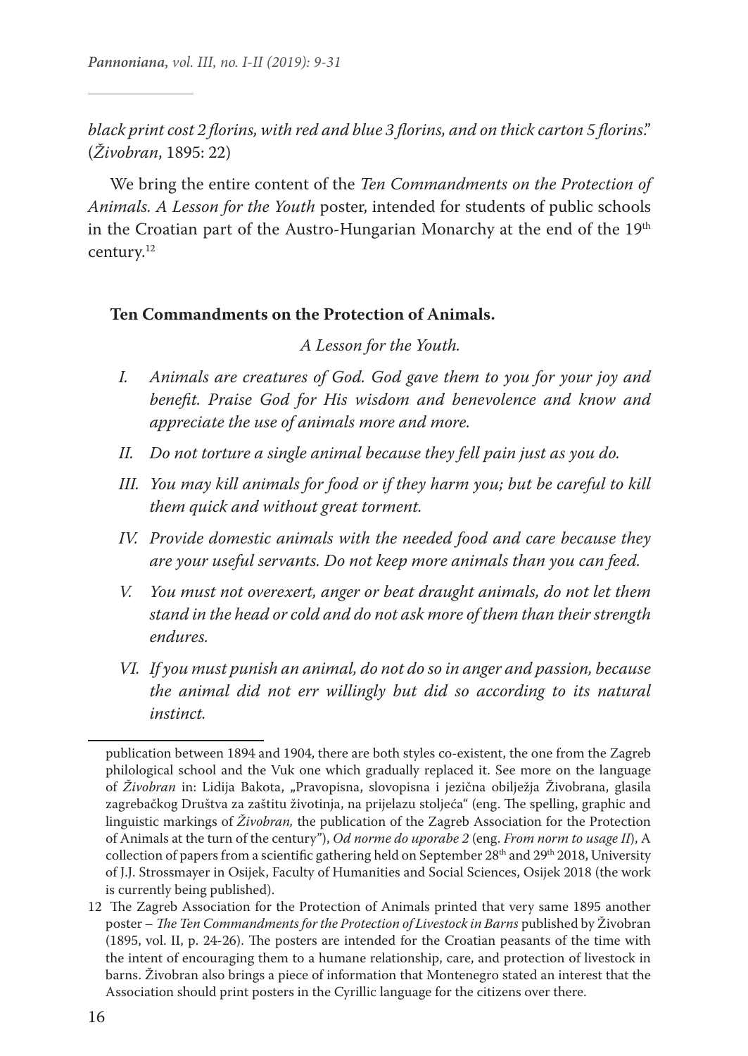*black print cost 2 florins, with red and blue 3 florins, and on thick carton 5 florins*." (*Živobran*, 1895: 22)

We bring the entire content of the *Ten Commandments on the Protection of Animals. A Lesson for the Youth* poster, intended for students of public schools in the Croatian part of the Austro-Hungarian Monarchy at the end of the 19th century.[12]

**Ten Commandments on the Protection of Animals.**

*A Lesson for the Youth.*

- *I. Animals are creatures of God. God gave them to you for your joy and benefit. Praise God for His wisdom and benevolence and know and appreciate the use of animals more and more.*
- *II. Do not torture a single animal because they fell pain just as you do.*
- *III. You may kill animals for food or if they harm you; but be careful to kill them quick and without great torment.*
- *IV. Provide domestic animals with the needed food and care because they are your useful servants. Do not keep more animals than you can feed.*
- *V. You must not overexert, anger or beat draught animals, do not let them stand in the head or cold and do not ask more of them than their strength endures.*
- *VI. If you must punish an animal, do not do so in anger and passion, because the animal did not err willingly but did so according to its natural instinct.*

---

publication between 1894 and 1904, there are both styles co-existent, the one from the Zagreb philological school and the Vuk one which gradually replaced it. See more on the language of *Živobran* in: Lidija Bakota, „Pravopisna, slovopisna i jezična obilježja Živobrana, glasila zagrebačkog Društva za zaštitu životinja, na prijelazu stoljeća" (eng. The spelling, graphic and linguistic markings of *Živobran,* the publication of the Zagreb Association for the Protection of Animals at the turn of the century"), *Od norme do uporabe 2* (eng. *From norm to usage II*), A collection of papers from a scientific gathering held on September 28th and 29th 2018, University of J.J. Strossmayer in Osijek, Faculty of Humanities and Social Sciences, Osijek 2018 (the work is currently being published).

12 The Zagreb Association for the Protection of Animals printed that very same 1895 another poster – *The Ten Commandments for the Protection of Livestock in Barns* published by Živobran (1895, vol. II, p. 24-26). The posters are intended for the Croatian peasants of the time with the intent of encouraging them to a humane relationship, care, and protection of livestock in barns. Živobran also brings a piece of information that Montenegro stated an interest that the Association should print posters in the Cyrillic language for the citizens over there.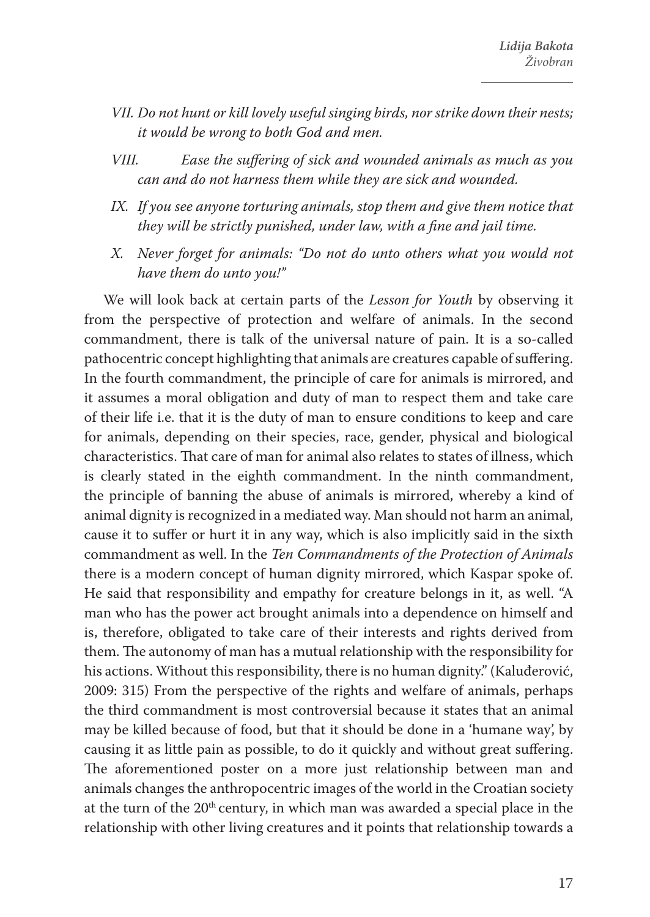*VII. Do not hunt or kill lovely useful singing birds, nor strike down their nests; it would be wrong to both God and men.*

*VIII. Ease the suffering of sick and wounded animals as much as you can and do not harness them while they are sick and wounded.*

*IX. If you see anyone torturing animals, stop them and give them notice that they will be strictly punished, under law, with a fine and jail time.*

*X. Never forget for animals: "Do not do unto others what you would not have them do unto you!"*

We will look back at certain parts of the *Lesson for Youth* by observing it from the perspective of protection and welfare of animals. In the second commandment, there is talk of the universal nature of pain. It is a so-called pathocentric concept highlighting that animals are creatures capable of suffering. In the fourth commandment, the principle of care for animals is mirrored, and it assumes a moral obligation and duty of man to respect them and take care of their life i.e. that it is the duty of man to ensure conditions to keep and care for animals, depending on their species, race, gender, physical and biological characteristics. That care of man for animal also relates to states of illness, which is clearly stated in the eighth commandment. In the ninth commandment, the principle of banning the abuse of animals is mirrored, whereby a kind of animal dignity is recognized in a mediated way. Man should not harm an animal, cause it to suffer or hurt it in any way, which is also implicitly said in the sixth commandment as well. In the *Ten Commandments of the Protection of Animals* there is a modern concept of human dignity mirrored, which Kaspar spoke of. He said that responsibility and empathy for creature belongs in it, as well. "A man who has the power act brought animals into a dependence on himself and is, therefore, obligated to take care of their interests and rights derived from them. The autonomy of man has a mutual relationship with the responsibility for his actions. Without this responsibility, there is no human dignity." (Kaluđerović, 2009: 315) From the perspective of the rights and welfare of animals, perhaps the third commandment is most controversial because it states that an animal may be killed because of food, but that it should be done in a 'humane way', by causing it as little pain as possible, to do it quickly and without great suffering. The aforementioned poster on a more just relationship between man and animals changes the anthropocentric images of the world in the Croatian society at the turn of the 20th century, in which man was awarded a special place in the relationship with other living creatures and it points that relationship towards a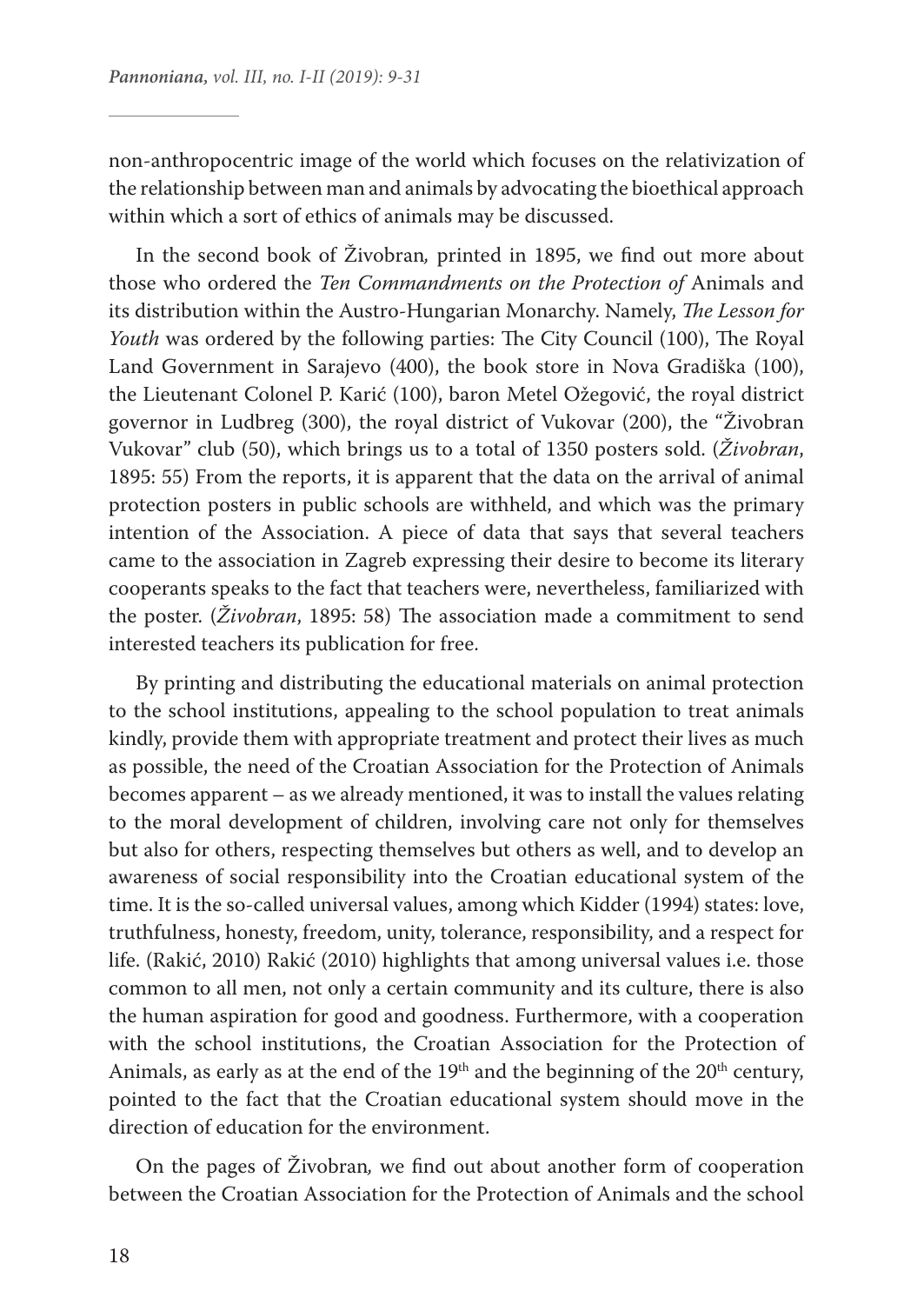non-anthropocentric image of the world which focuses on the relativization of the relationship between man and animals by advocating the bioethical approach within which a sort of ethics of animals may be discussed.

In the second book of Živobran, printed in 1895, we find out more about those who ordered the *Ten Commandments on the Protection of* Animals and its distribution within the Austro-Hungarian Monarchy. Namely, *The Lesson for Youth* was ordered by the following parties: The City Council (100), The Royal Land Government in Sarajevo (400), the book store in Nova Gradiška (100), the Lieutenant Colonel P. Karić (100), baron Metel Ožegović, the royal district governor in Ludbreg (300), the royal district of Vukovar (200), the "Živobran Vukovar" club (50), which brings us to a total of 1350 posters sold. (*Živobran*, 1895: 55) From the reports, it is apparent that the data on the arrival of animal protection posters in public schools are withheld, and which was the primary intention of the Association. A piece of data that says that several teachers came to the association in Zagreb expressing their desire to become its literary cooperants speaks to the fact that teachers were, nevertheless, familiarized with the poster. (*Živobran*, 1895: 58) The association made a commitment to send interested teachers its publication for free.

By printing and distributing the educational materials on animal protection to the school institutions, appealing to the school population to treat animals kindly, provide them with appropriate treatment and protect their lives as much as possible, the need of the Croatian Association for the Protection of Animals becomes apparent – as we already mentioned, it was to install the values relating to the moral development of children, involving care not only for themselves but also for others, respecting themselves but others as well, and to develop an awareness of social responsibility into the Croatian educational system of the time. It is the so-called universal values, among which Kidder (1994) states: love, truthfulness, honesty, freedom, unity, tolerance, responsibility, and a respect for life. (Rakić, 2010) Rakić (2010) highlights that among universal values i.e. those common to all men, not only a certain community and its culture, there is also the human aspiration for good and goodness. Furthermore, with a cooperation with the school institutions, the Croatian Association for the Protection of Animals, as early as at the end of the 19th and the beginning of the 20th century, pointed to the fact that the Croatian educational system should move in the direction of education for the environment.

On the pages of Živobran, we find out about another form of cooperation between the Croatian Association for the Protection of Animals and the school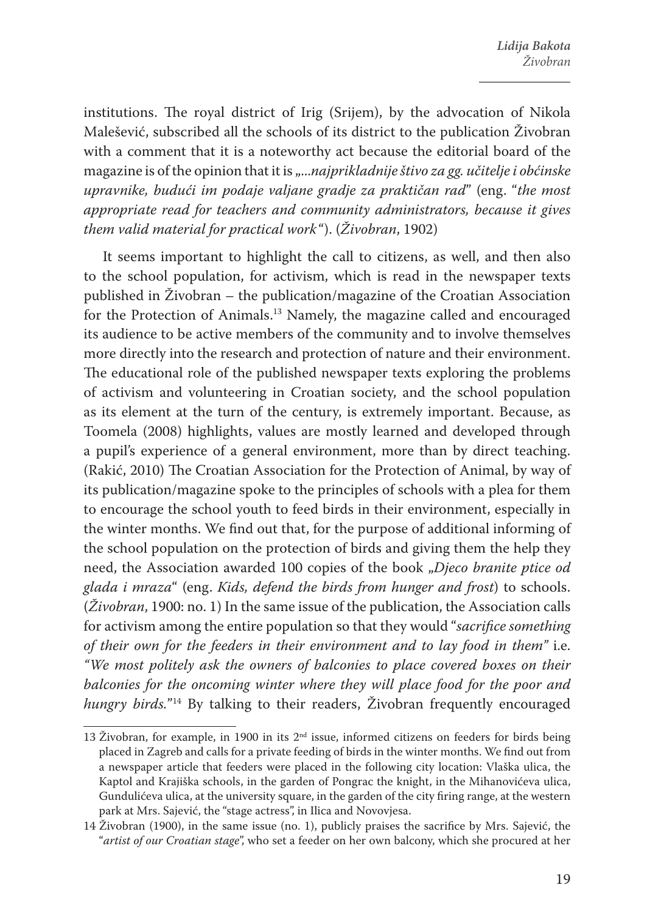institutions. The royal district of Irig (Srijem), by the advocation of Nikola Malešević, subscribed all the schools of its district to the publication Živobran with a comment that it is a noteworthy act because the editorial board of the magazine is of the opinion that it is „*...najprikladnije štivo za gg. učitelje i obćinske upravnike, budući im podaje valjane gradje za praktičan rad*" (eng. "*the most appropriate read for teachers and community administrators, because it gives them valid material for practical work*"). (*Živobran*, 1902)

It seems important to highlight the call to citizens, as well, and then also to the school population, for activism, which is read in the newspaper texts published in Živobran – the publication/magazine of the Croatian Association for the Protection of Animals.[13] Namely, the magazine called and encouraged its audience to be active members of the community and to involve themselves more directly into the research and protection of nature and their environment. The educational role of the published newspaper texts exploring the problems of activism and volunteering in Croatian society, and the school population as its element at the turn of the century, is extremely important. Because, as Toomela (2008) highlights, values are mostly learned and developed through a pupil's experience of a general environment, more than by direct teaching. (Rakić, 2010) The Croatian Association for the Protection of Animal, by way of its publication/magazine spoke to the principles of schools with a plea for them to encourage the school youth to feed birds in their environment, especially in the winter months. We find out that, for the purpose of additional informing of the school population on the protection of birds and giving them the help they need, the Association awarded 100 copies of the book „*Djeco branite ptice od glada i mraza*" (eng. *Kids, defend the birds from hunger and frost*) to schools. (*Živobran*, 1900: no. 1) In the same issue of the publication, the Association calls for activism among the entire population so that they would "*sacrifice something of their own for the feeders in their environment and to lay food in them"* i.e. *"We most politely ask the owners of balconies to place covered boxes on their balconies for the oncoming winter where they will place food for the poor and hungry birds."*[14] By talking to their readers, Živobran frequently encouraged

---

13 Živobran, for example, in 1900 in its 2nd issue, informed citizens on feeders for birds being placed in Zagreb and calls for a private feeding of birds in the winter months. We find out from a newspaper article that feeders were placed in the following city location: Vlaška ulica, the Kaptol and Krajiška schools, in the garden of Pongrac the knight, in the Mihanovićeva ulica, Gundulićeva ulica, at the university square, in the garden of the city firing range, at the western park at Mrs. Sajević, the "stage actress", in Ilica and Novovjesa.

14 Živobran (1900), in the same issue (no. 1), publicly praises the sacrifice by Mrs. Sajević, the "*artist of our Croatian stage*", who set a feeder on her own balcony, which she procured at her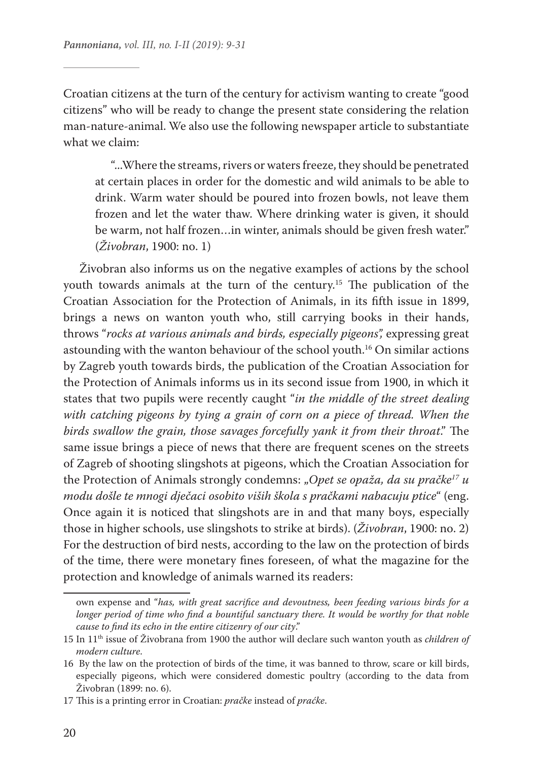Croatian citizens at the turn of the century for activism wanting to create "good citizens" who will be ready to change the present state considering the relation man-nature-animal. We also use the following newspaper article to substantiate what we claim:

> "...Where the streams, rivers or waters freeze, they should be penetrated at certain places in order for the domestic and wild animals to be able to drink. Warm water should be poured into frozen bowls, not leave them frozen and let the water thaw. Where drinking water is given, it should be warm, not half frozen…in winter, animals should be given fresh water." (*Živobran*, 1900: no. 1)

Živobran also informs us on the negative examples of actions by the school youth towards animals at the turn of the century.[15] The publication of the Croatian Association for the Protection of Animals, in its fifth issue in 1899, brings a news on wanton youth who, still carrying books in their hands, throws "*rocks at various animals and birds, especially pigeons*", expressing great astounding with the wanton behaviour of the school youth.[16] On similar actions by Zagreb youth towards birds, the publication of the Croatian Association for the Protection of Animals informs us in its second issue from 1900, in which it states that two pupils were recently caught "*in the middle of the street dealing with catching pigeons by tying a grain of corn on a piece of thread. When the birds swallow the grain, those savages forcefully yank it from their throat*." The same issue brings a piece of news that there are frequent scenes on the streets of Zagreb of shooting slingshots at pigeons, which the Croatian Association for the Protection of Animals strongly condemns: „*Opet se opaža, da su pračke[17] u modu došle te mnogi dječaci osobito viših škola s pračkami nabacuju ptice*" (eng. Once again it is noticed that slingshots are in and that many boys, especially those in higher schools, use slingshots to strike at birds). (*Živobran*, 1900: no. 2) For the destruction of bird nests, according to the law on the protection of birds of the time, there were monetary fines foreseen, of what the magazine for the protection and knowledge of animals warned its readers:

---

own expense and "*has, with great sacrifice and devoutness, been feeding various birds for a longer period of time who find a bountiful sanctuary there. It would be worthy for that noble cause to find its echo in the entire citizenry of our city*."

15 In 11th issue of Živobrana from 1900 the author will declare such wanton youth as *children of modern culture*.

16 By the law on the protection of birds of the time, it was banned to throw, scare or kill birds, especially pigeons, which were considered domestic poultry (according to the data from Živobran (1899: no. 6).

17 This is a printing error in Croatian: *pračke* instead of *praćke*.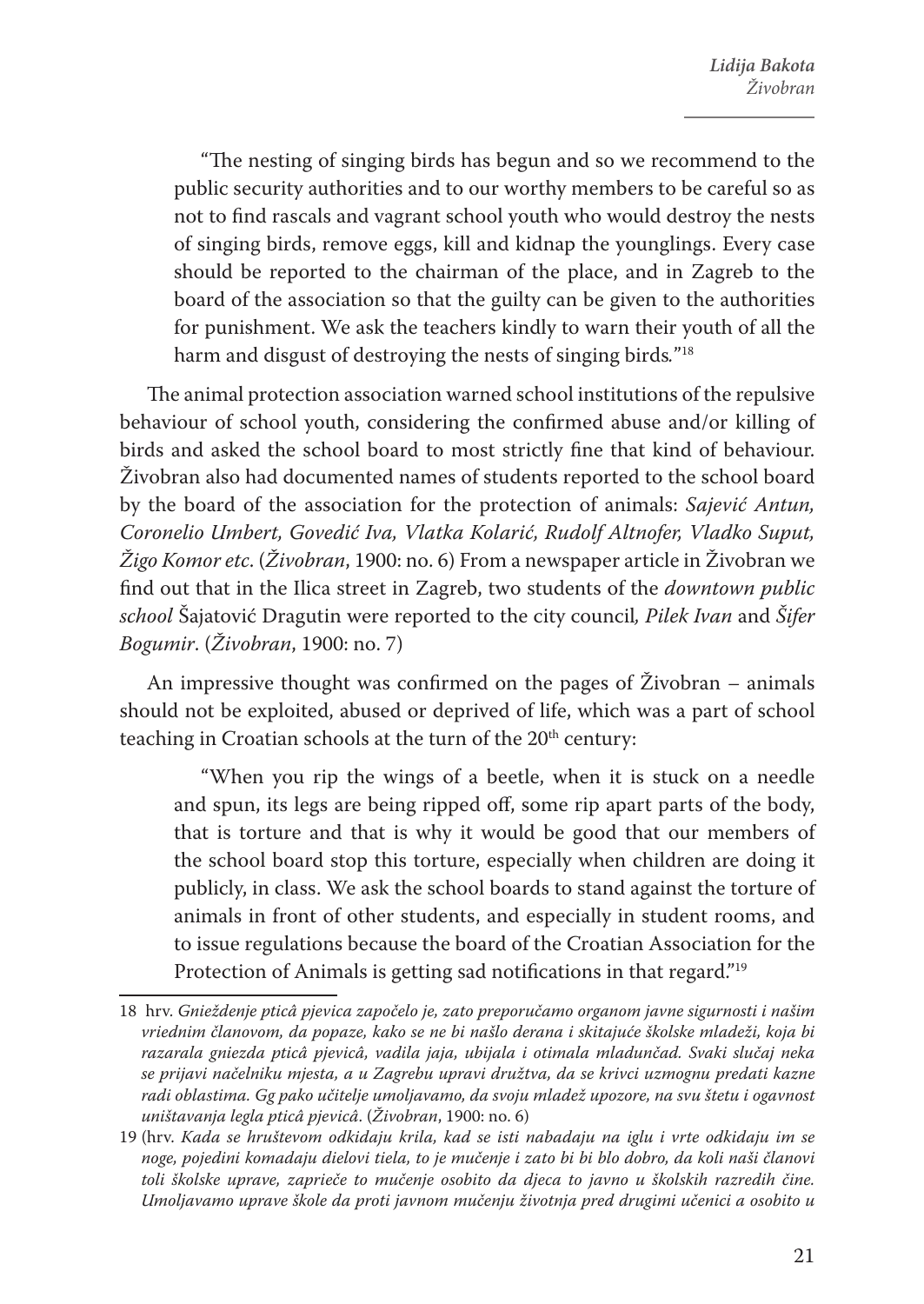"The nesting of singing birds has begun and so we recommend to the public security authorities and to our worthy members to be careful so as not to find rascals and vagrant school youth who would destroy the nests of singing birds, remove eggs, kill and kidnap the younglings. Every case should be reported to the chairman of the place, and in Zagreb to the board of the association so that the guilty can be given to the authorities for punishment. We ask the teachers kindly to warn their youth of all the harm and disgust of destroying the nests of singing birds*.*"[18]

The animal protection association warned school institutions of the repulsive behaviour of school youth, considering the confirmed abuse and/or killing of birds and asked the school board to most strictly fine that kind of behaviour. Živobran also had documented names of students reported to the school board by the board of the association for the protection of animals: *Sajević Antun, Coronelio Umbert, Govedić Iva, Vlatka Kolarić, Rudolf Altnofer, Vladko Suput, Žigo Komor etc*. (*Živobran*, 1900: no. 6) From a newspaper article in Živobran we find out that in the Ilica street in Zagreb, two students of the *downtown public school* Šajatović Dragutin were reported to the city council*, Pilek Ivan* and *Šifer Bogumir*. (*Živobran*, 1900: no. 7)

An impressive thought was confirmed on the pages of Živobran – animals should not be exploited, abused or deprived of life, which was a part of school teaching in Croatian schools at the turn of the 20th century:

"When you rip the wings of a beetle, when it is stuck on a needle and spun, its legs are being ripped off, some rip apart parts of the body, that is torture and that is why it would be good that our members of the school board stop this torture, especially when children are doing it publicly, in class. We ask the school boards to stand against the torture of animals in front of other students, and especially in student rooms, and to issue regulations because the board of the Croatian Association for the Protection of Animals is getting sad notifications in that regard."[19]

---

18 hrv. *Gnieždenje pticâ pjevica započelo je, zato preporučamo organom javne sigurnosti i našim vriednim članovom, da popaze, kako se ne bi našlo derana i skitajuće školske mladeži, koja bi razarala gniezda pticâ pjevicâ, vadila jaja, ubijala i otimala mladunčad. Svaki slučaj neka se prijavi načelniku mjesta, a u Zagrebu upravi družtva, da se krivci uzmognu predati kazne radi oblastima. Gg pako učitelje umoljavamo, da svoju mladež upozore, na svu štetu i ogavnost uništavanja legla pticâ pjevicâ.* (*Živobran*, 1900: no. 6)

19 (hrv. *Kada se hruštevom odkidaju krila, kad se isti nabadaju na iglu i vrte odkidaju im se noge, pojedini komadaju dielovi tiela, to je mučenje i zato bi bi blo dobro, da koli naši članovi toli školske uprave, zaprieče to mučenje osobito da djeca to javno u školskih razredih čine. Umoljavamo uprave škole da proti javnom mučenju životnja pred drugimi učenici a osobito u*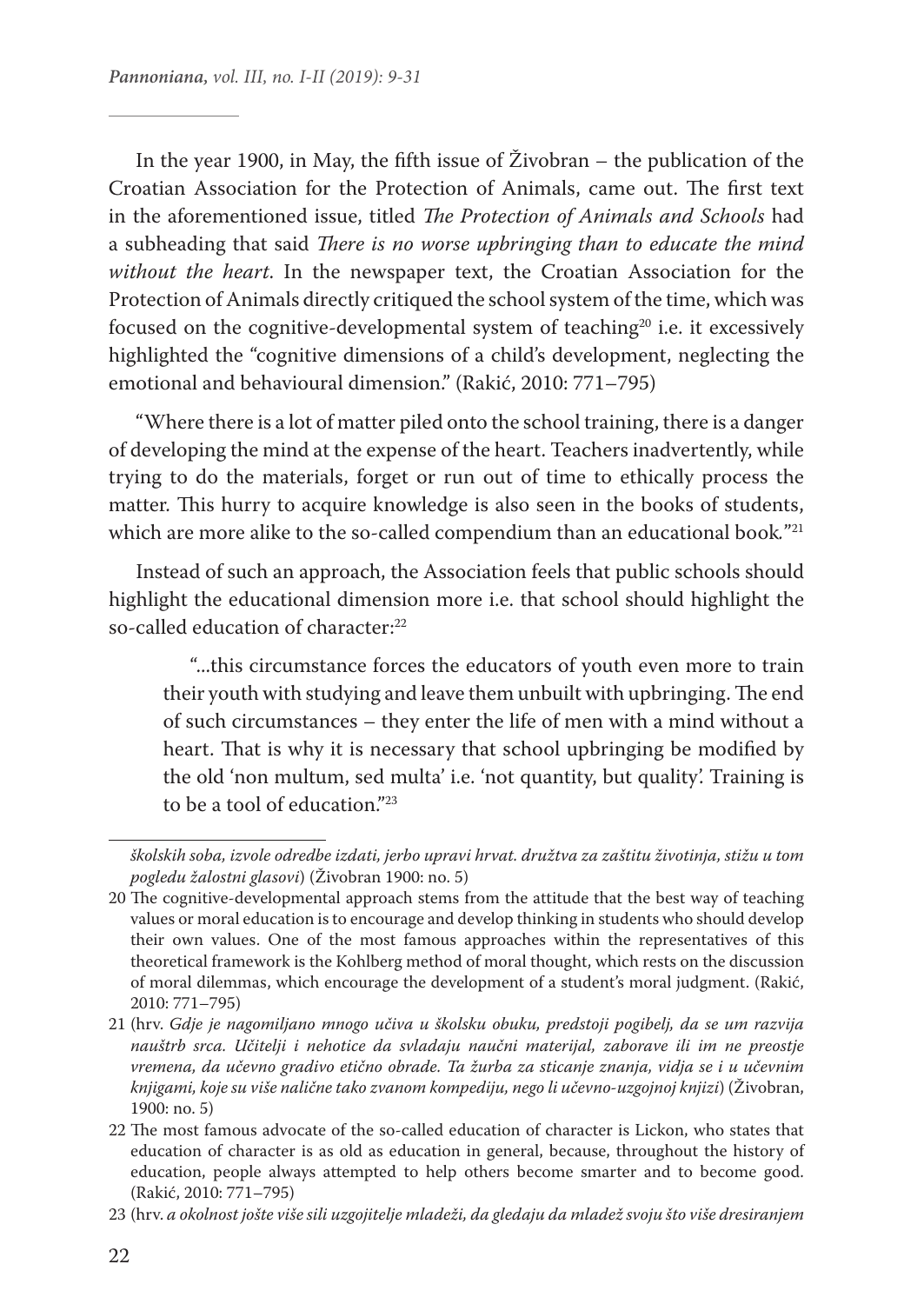In the year 1900, in May, the fifth issue of Živobran – the publication of the Croatian Association for the Protection of Animals, came out. The first text in the aforementioned issue, titled *The Protection of Animals and Schools* had a subheading that said *There is no worse upbringing than to educate the mind without the heart*. In the newspaper text, the Croatian Association for the Protection of Animals directly critiqued the school system of the time, which was focused on the cognitive-developmental system of teaching[20] i.e. it excessively highlighted the "cognitive dimensions of a child's development, neglecting the emotional and behavioural dimension." (Rakić, 2010: 771–795)

"Where there is a lot of matter piled onto the school training, there is a danger of developing the mind at the expense of the heart. Teachers inadvertently, while trying to do the materials, forget or run out of time to ethically process the matter. This hurry to acquire knowledge is also seen in the books of students, which are more alike to the so-called compendium than an educational book."[21]

Instead of such an approach, the Association feels that public schools should highlight the educational dimension more i.e. that school should highlight the so-called education of character:[22]

> "...this circumstance forces the educators of youth even more to train their youth with studying and leave them unbuilt with upbringing. The end of such circumstances – they enter the life of men with a mind without a heart. That is why it is necessary that school upbringing be modified by the old 'non multum, sed multa' i.e. 'not quantity, but quality'. Training is to be a tool of education."[23]

---

*školskih soba, izvole odredbe izdati, jerbo upravi hrvat. družtva za zaštitu životinja, stižu u tom pogledu žalostni glasovi*) (Živobran 1900: no. 5)

20 The cognitive-developmental approach stems from the attitude that the best way of teaching values or moral education is to encourage and develop thinking in students who should develop their own values. One of the most famous approaches within the representatives of this theoretical framework is the Kohlberg method of moral thought, which rests on the discussion of moral dilemmas, which encourage the development of a student's moral judgment. (Rakić, 2010: 771–795)

21 (hrv. *Gdje je nagomiljano mnogo učiva u školsku obuku, predstoji pogibelj, da se um razvija nauštrb srca. Učitelji i nehotice da svladaju naučni materijal, zaborave ili im ne preostje vremena, da učevno gradivo etično obrade. Ta žurba za sticanje znanja, vidja se i u učevnim knjigami, koje su više nalične tako zvanom kompediju, nego li učevno-uzgojnoj knjizi*) (Živobran, 1900: no. 5)

22 The most famous advocate of the so-called education of character is Lickon, who states that education of character is as old as education in general, because, throughout the history of education, people always attempted to help others become smarter and to become good. (Rakić, 2010: 771–795)

23 (hrv. *a okolnost jošte više sili uzgojitelje mladeži, da gledaju da mladež svoju što više dresiranjem*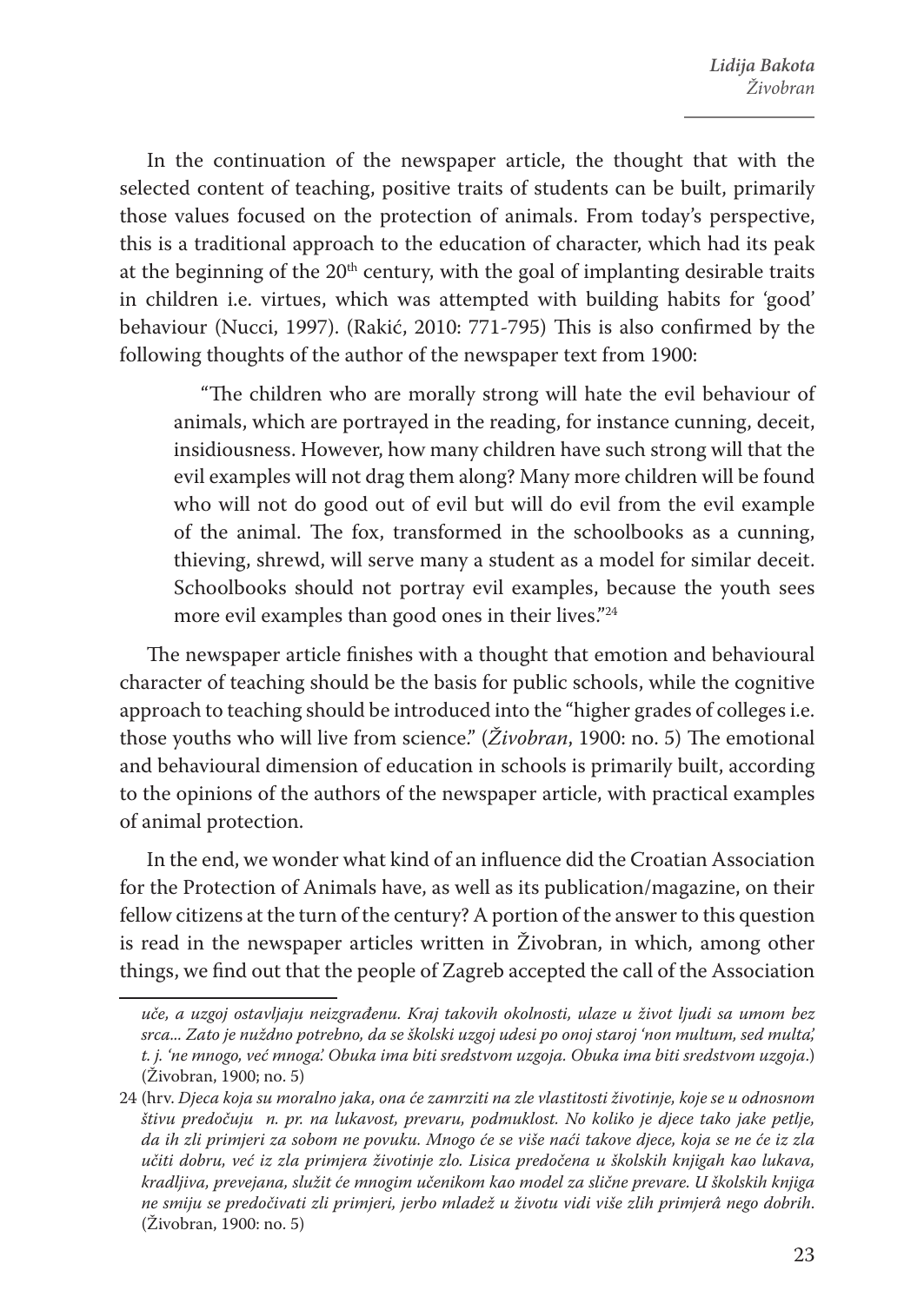In the continuation of the newspaper article, the thought that with the selected content of teaching, positive traits of students can be built, primarily those values focused on the protection of animals. From today's perspective, this is a traditional approach to the education of character, which had its peak at the beginning of the 20th century, with the goal of implanting desirable traits in children i.e. virtues, which was attempted with building habits for 'good' behaviour (Nucci, 1997). (Rakić, 2010: 771-795) This is also confirmed by the following thoughts of the author of the newspaper text from 1900:

> "The children who are morally strong will hate the evil behaviour of animals, which are portrayed in the reading, for instance cunning, deceit, insidiousness. However, how many children have such strong will that the evil examples will not drag them along? Many more children will be found who will not do good out of evil but will do evil from the evil example of the animal. The fox, transformed in the schoolbooks as a cunning, thieving, shrewd, will serve many a student as a model for similar deceit. Schoolbooks should not portray evil examples, because the youth sees more evil examples than good ones in their lives."[24]

The newspaper article finishes with a thought that emotion and behavioural character of teaching should be the basis for public schools, while the cognitive approach to teaching should be introduced into the "higher grades of colleges i.e. those youths who will live from science." (*Živobran*, 1900: no. 5) The emotional and behavioural dimension of education in schools is primarily built, according to the opinions of the authors of the newspaper article, with practical examples of animal protection.

In the end, we wonder what kind of an influence did the Croatian Association for the Protection of Animals have, as well as its publication/magazine, on their fellow citizens at the turn of the century? A portion of the answer to this question is read in the newspaper articles written in Živobran, in which, among other things, we find out that the people of Zagreb accepted the call of the Association

---

*uče, a uzgoj ostavljaju neizgrađenu. Kraj takovih okolnosti, ulaze u život ljudi sa umom bez srca... Zato je nuždno potrebno, da se školski uzgoj udesi po onoj staroj 'non multum, sed multa', t. j. 'ne mnogo, već mnoga'. Obuka ima biti sredstvom uzgoja. Obuka ima biti sredstvom uzgoja.*) (Živobran, 1900; no. 5)

24 (hrv. *Djeca koja su moralno jaka, ona će zamrziti na zle vlastitosti životinje, koje se u odnosnom štivu predočuju n. pr. na lukavost, prevaru, podmuklost. No koliko je djece tako jake petlje, da ih zli primjeri za sobom ne povuku. Mnogo će se više naći takove djece, koja se ne će iz zla učiti dobru, već iz zla primjera životinje zlo. Lisica predočena u školskih knjigah kao lukava, kradljiva, prevejana, služit će mnogim učenikom kao model za slične prevare. U školskih knjiga ne smiju se predočivati zli primjeri, jerbo mladež u životu vidi više zlih primjerâ nego dobrih.* (Živobran, 1900: no. 5)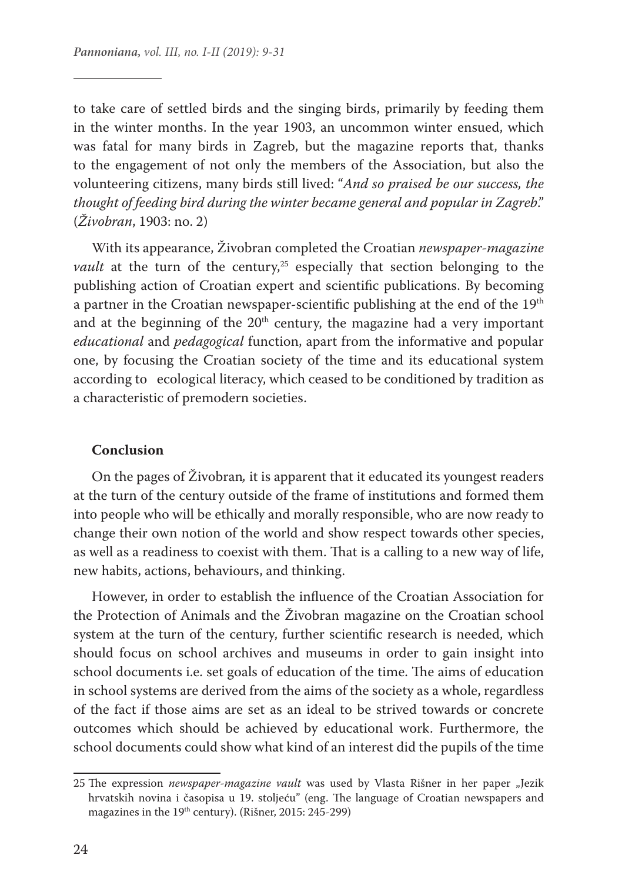to take care of settled birds and the singing birds, primarily by feeding them in the winter months. In the year 1903, an uncommon winter ensued, which was fatal for many birds in Zagreb, but the magazine reports that, thanks to the engagement of not only the members of the Association, but also the volunteering citizens, many birds still lived: "*And so praised be our success, the thought of feeding bird during the winter became general and popular in Zagreb*." (*Živobran*, 1903: no. 2)

With its appearance, Živobran completed the Croatian *newspaper-magazine vault* at the turn of the century,[25] especially that section belonging to the publishing action of Croatian expert and scientific publications. By becoming a partner in the Croatian newspaper-scientific publishing at the end of the 19th and at the beginning of the 20th century, the magazine had a very important *educational* and *pedagogical* function, apart from the informative and popular one, by focusing the Croatian society of the time and its educational system according to ecological literacy, which ceased to be conditioned by tradition as a characteristic of premodern societies.

## Conclusion

On the pages of Živobran*,* it is apparent that it educated its youngest readers at the turn of the century outside of the frame of institutions and formed them into people who will be ethically and morally responsible, who are now ready to change their own notion of the world and show respect towards other species, as well as a readiness to coexist with them. That is a calling to a new way of life, new habits, actions, behaviours, and thinking.

However, in order to establish the influence of the Croatian Association for the Protection of Animals and the Živobran magazine on the Croatian school system at the turn of the century, further scientific research is needed, which should focus on school archives and museums in order to gain insight into school documents i.e. set goals of education of the time. The aims of education in school systems are derived from the aims of the society as a whole, regardless of the fact if those aims are set as an ideal to be strived towards or concrete outcomes which should be achieved by educational work. Furthermore, the school documents could show what kind of an interest did the pupils of the time

---

25 The expression *newspaper-magazine vault* was used by Vlasta Rišner in her paper „Jezik hrvatskih novina i časopisa u 19. stoljeću" (eng. The language of Croatian newspapers and magazines in the 19th century). (Rišner, 2015: 245-299)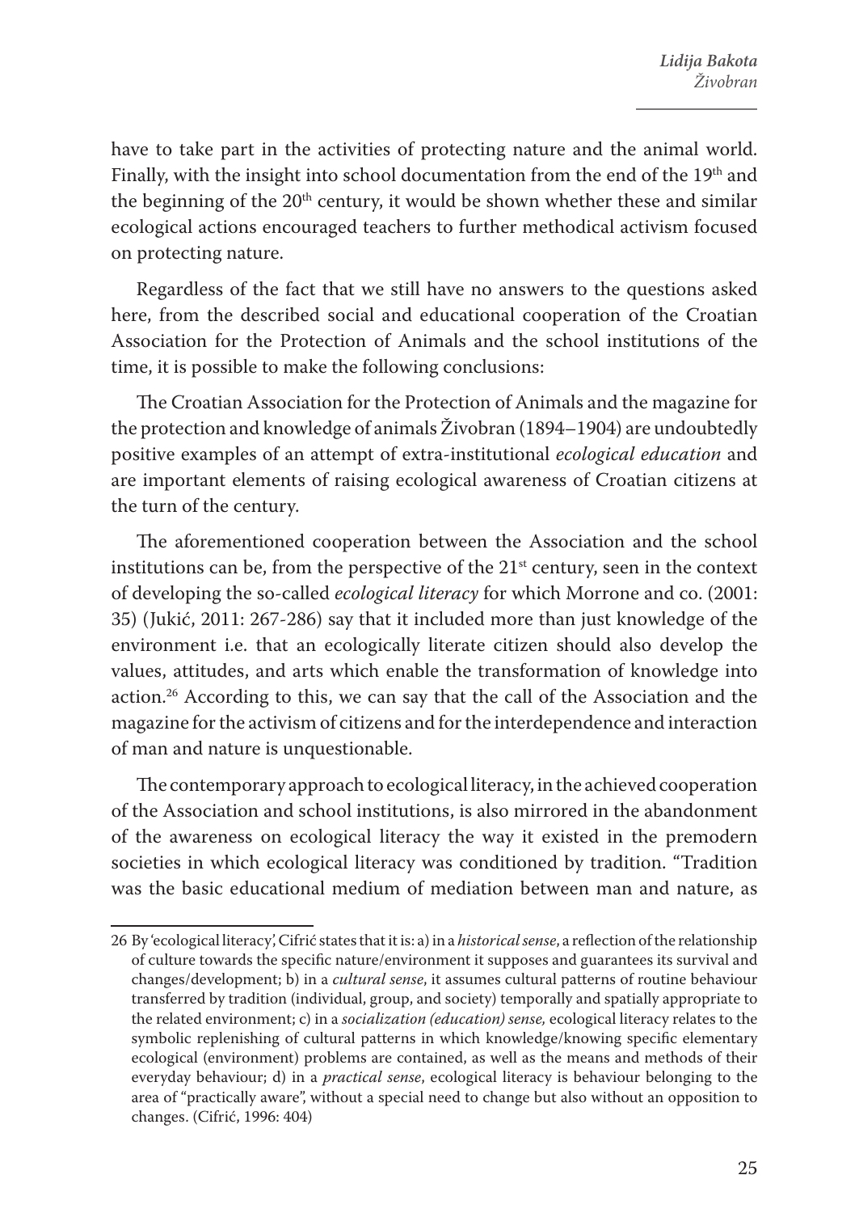have to take part in the activities of protecting nature and the animal world. Finally, with the insight into school documentation from the end of the 19th and the beginning of the 20th century, it would be shown whether these and similar ecological actions encouraged teachers to further methodical activism focused on protecting nature.

Regardless of the fact that we still have no answers to the questions asked here, from the described social and educational cooperation of the Croatian Association for the Protection of Animals and the school institutions of the time, it is possible to make the following conclusions:

The Croatian Association for the Protection of Animals and the magazine for the protection and knowledge of animals Živobran (1894–1904) are undoubtedly positive examples of an attempt of extra-institutional *ecological education* and are important elements of raising ecological awareness of Croatian citizens at the turn of the century.

The aforementioned cooperation between the Association and the school institutions can be, from the perspective of the 21st century, seen in the context of developing the so-called *ecological literacy* for which Morrone and co. (2001: 35) (Jukić, 2011: 267-286) say that it included more than just knowledge of the environment i.e. that an ecologically literate citizen should also develop the values, attitudes, and arts which enable the transformation of knowledge into action.[26] According to this, we can say that the call of the Association and the magazine for the activism of citizens and for the interdependence and interaction of man and nature is unquestionable.

The contemporary approach to ecological literacy, in the achieved cooperation of the Association and school institutions, is also mirrored in the abandonment of the awareness on ecological literacy the way it existed in the premodern societies in which ecological literacy was conditioned by tradition. "Tradition was the basic educational medium of mediation between man and nature, as

---

26 By 'ecological literacy', Cifrić states that it is: a) in a *historical sense*, a reflection of the relationship of culture towards the specific nature/environment it supposes and guarantees its survival and changes/development; b) in a *cultural sense*, it assumes cultural patterns of routine behaviour transferred by tradition (individual, group, and society) temporally and spatially appropriate to the related environment; c) in a *socialization (education) sense,* ecological literacy relates to the symbolic replenishing of cultural patterns in which knowledge/knowing specific elementary ecological (environment) problems are contained, as well as the means and methods of their everyday behaviour; d) in a *practical sense*, ecological literacy is behaviour belonging to the area of "practically aware", without a special need to change but also without an opposition to changes. (Cifrić, 1996: 404)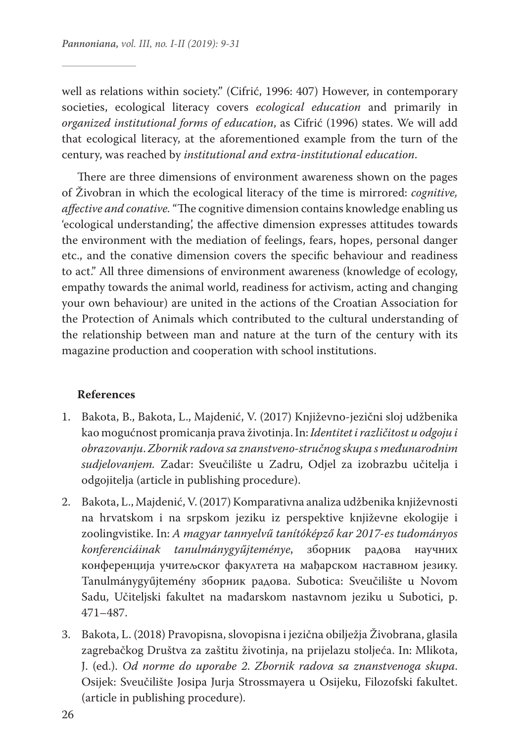well as relations within society." (Cifrić, 1996: 407) However, in contemporary societies, ecological literacy covers *ecological education* and primarily in *organized institutional forms of education*, as Cifrić (1996) states. We will add that ecological literacy, at the aforementioned example from the turn of the century, was reached by *institutional and extra-institutional education*.

There are three dimensions of environment awareness shown on the pages of Živobran in which the ecological literacy of the time is mirrored: *cognitive, affective and conative.* "The cognitive dimension contains knowledge enabling us 'ecological understanding', the affective dimension expresses attitudes towards the environment with the mediation of feelings, fears, hopes, personal danger etc., and the conative dimension covers the specific behaviour and readiness to act." All three dimensions of environment awareness (knowledge of ecology, empathy towards the animal world, readiness for activism, acting and changing your own behaviour) are united in the actions of the Croatian Association for the Protection of Animals which contributed to the cultural understanding of the relationship between man and nature at the turn of the century with its magazine production and cooperation with school institutions.

**References**

1. Bakota, B., Bakota, L., Majdenić, V. (2017) Književno-jezični sloj udžbenika kao mogućnost promicanja prava životinja. In: *Identitet i različitost u odgoju i obrazovanju. Zbornik radova sa znanstveno-stručnog skupa s međunarodnim sudjelovanjem.* Zadar: Sveučilište u Zadru, Odjel za izobrazbu učitelja i odgojitelja (article in publishing procedure).
2. Bakota, L., Majdenić, V. (2017) Komparativna analiza udžbenika književnosti na hrvatskom i na srpskom jeziku iz perspektive književne ekologije i zoolingvistike. In: *A magyar tannyelvű tanítóképző kar 2017-es tudományos konferenciáinak tanulmánygyűjteménye*, зборник радова научних конференција учитељског факултета на мађарском наставном језику. Tanulmánygyűjtemény зборник радова. Subotica: Sveučilište u Novom Sadu, Učiteljski fakultet na mađarskom nastavnom jeziku u Subotici, p. 471–487.
3. Bakota, L. (2018) Pravopisna, slovopisna i jezična obilježja Živobrana, glasila zagrebačkog Društva za zaštitu životinja, na prijelazu stoljeća. In: Mlikota, J. (ed.). *Od norme do uporabe 2. Zbornik radova sa znanstvenoga skupa*. Osijek: Sveučilište Josipa Jurja Strossmayera u Osijeku, Filozofski fakultet. (article in publishing procedure).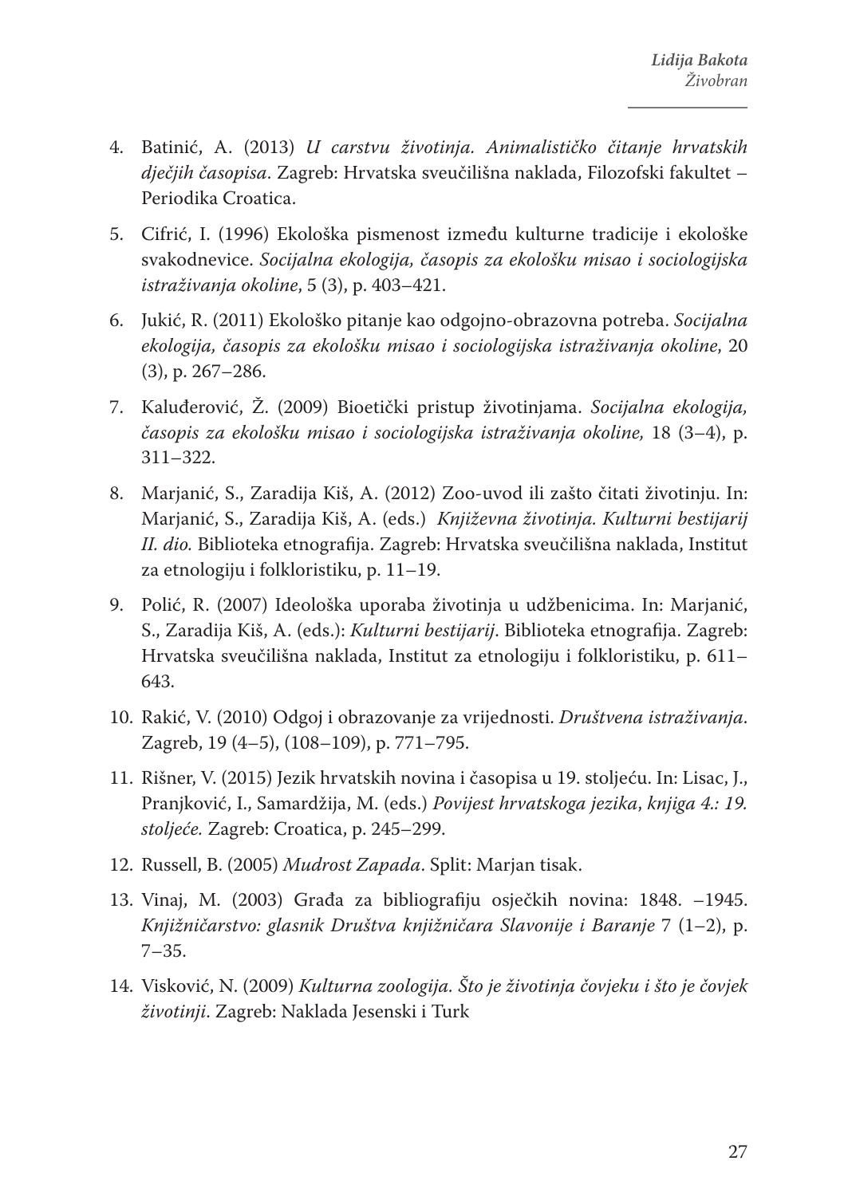4. Batinić, A. (2013) *U carstvu životinja. Animalističko čitanje hrvatskih dječjih časopisa*. Zagreb: Hrvatska sveučilišna naklada, Filozofski fakultet – Periodika Croatica.

5. Cifrić, I. (1996) Ekološka pismenost između kulturne tradicije i ekološke svakodnevice. *Socijalna ekologija, časopis za ekološku misao i sociologijska istraživanja okoline*, 5 (3), p. 403–421.

6. Jukić, R. (2011) Ekološko pitanje kao odgojno-obrazovna potreba. *Socijalna ekologija, časopis za ekološku misao i sociologijska istraživanja okoline*, 20 (3), p. 267–286.

7. Kaluđerović, Ž. (2009) Bioetički pristup životinjama. *Socijalna ekologija, časopis za ekološku misao i sociologijska istraživanja okoline,* 18 (3–4), p. 311–322.

8. Marjanić, S., Zaradija Kiš, A. (2012) Zoo-uvod ili zašto čitati životinju. In: Marjanić, S., Zaradija Kiš, A. (eds.) *Književna životinja. Kulturni bestijarij II. dio.* Biblioteka etnografija. Zagreb: Hrvatska sveučilišna naklada, Institut za etnologiju i folkloristiku, p. 11–19.

9. Polić, R. (2007) Ideološka uporaba životinja u udžbenicima. In: Marjanić, S., Zaradija Kiš, A. (eds.): *Kulturni bestijarij*. Biblioteka etnografija. Zagreb: Hrvatska sveučilišna naklada, Institut za etnologiju i folkloristiku, p. 611–643.

10. Rakić, V. (2010) Odgoj i obrazovanje za vrijednosti. *Društvena istraživanja*. Zagreb, 19 (4–5), (108–109), p. 771–795.

11. Rišner, V. (2015) Jezik hrvatskih novina i časopisa u 19. stoljeću. In: Lisac, J., Pranjković, I., Samardžija, M. (eds.) *Povijest hrvatskoga jezika*, *knjiga 4.: 19. stoljeće.* Zagreb: Croatica, p. 245–299.

12. Russell, B. (2005) *Mudrost Zapada*. Split: Marjan tisak.

13. Vinaj, M. (2003) Građa za bibliografiju osječkih novina: 1848. –1945. *Knjižničarstvo: glasnik Društva knjižničara Slavonije i Baranje* 7 (1–2), p. 7–35.

14. Visković, N. (2009) *Kulturna zoologija. Što je životinja čovjeku i što je čovjek životinji*. Zagreb: Naklada Jesenski i Turk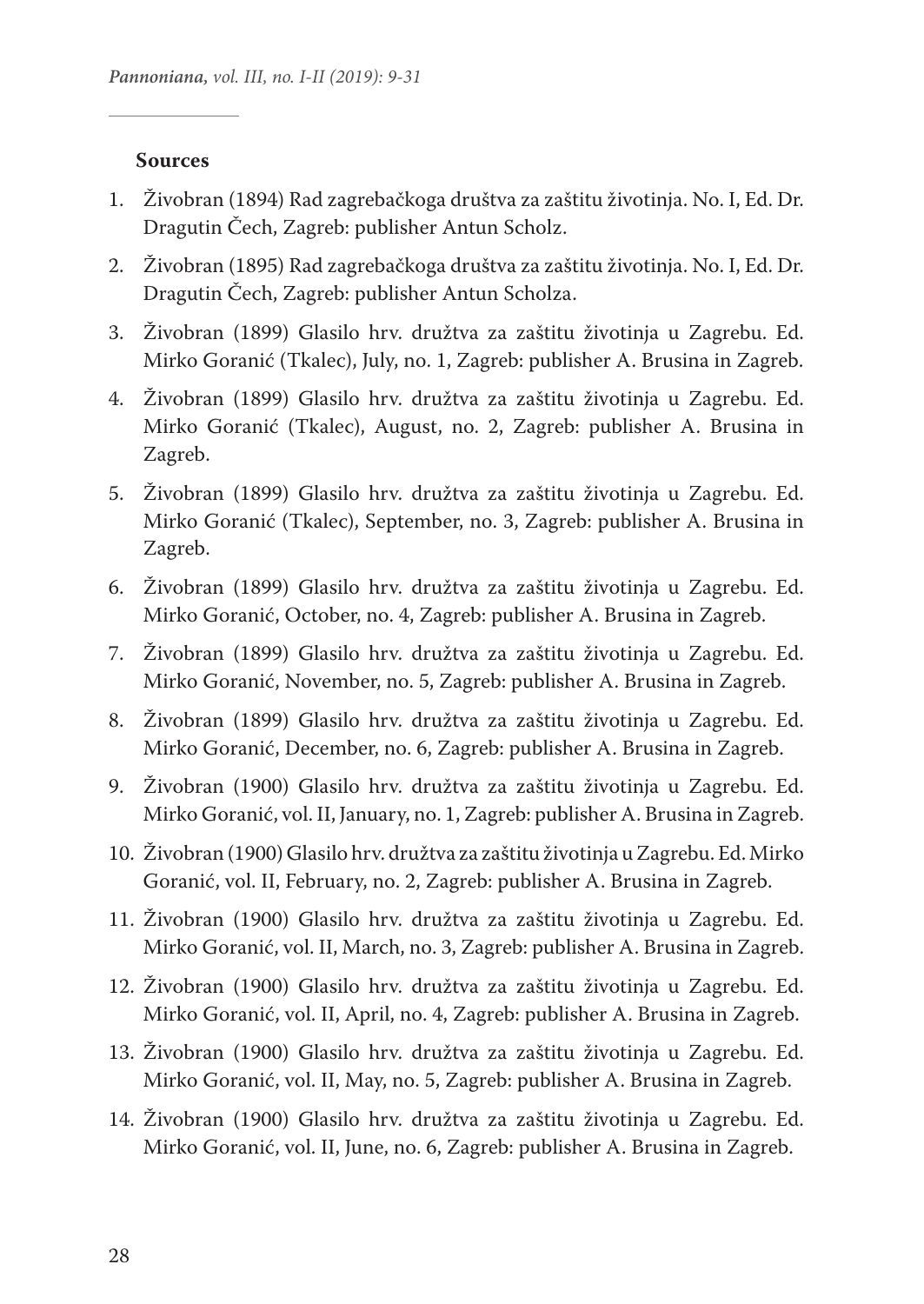### Sources

1. Živobran (1894) Rad zagrebačkoga društva za zaštitu životinja. No. I, Ed. Dr. Dragutin Čech, Zagreb: publisher Antun Scholz.
2. Živobran (1895) Rad zagrebačkoga društva za zaštitu životinja. No. I, Ed. Dr. Dragutin Čech, Zagreb: publisher Antun Scholza.
3. Živobran (1899) Glasilo hrv. družtva za zaštitu životinja u Zagrebu. Ed. Mirko Goranić (Tkalec), July, no. 1, Zagreb: publisher A. Brusina in Zagreb.
4. Živobran (1899) Glasilo hrv. družtva za zaštitu životinja u Zagrebu. Ed. Mirko Goranić (Tkalec), August, no. 2, Zagreb: publisher A. Brusina in Zagreb.
5. Živobran (1899) Glasilo hrv. družtva za zaštitu životinja u Zagrebu. Ed. Mirko Goranić (Tkalec), September, no. 3, Zagreb: publisher A. Brusina in Zagreb.
6. Živobran (1899) Glasilo hrv. družtva za zaštitu životinja u Zagrebu. Ed. Mirko Goranić, October, no. 4, Zagreb: publisher A. Brusina in Zagreb.
7. Živobran (1899) Glasilo hrv. družtva za zaštitu životinja u Zagrebu. Ed. Mirko Goranić, November, no. 5, Zagreb: publisher A. Brusina in Zagreb.
8. Živobran (1899) Glasilo hrv. družtva za zaštitu životinja u Zagrebu. Ed. Mirko Goranić, December, no. 6, Zagreb: publisher A. Brusina in Zagreb.
9. Živobran (1900) Glasilo hrv. družtva za zaštitu životinja u Zagrebu. Ed. Mirko Goranić, vol. II, January, no. 1, Zagreb: publisher A. Brusina in Zagreb.
10. Živobran (1900) Glasilo hrv. družtva za zaštitu životinja u Zagrebu. Ed. Mirko Goranić, vol. II, February, no. 2, Zagreb: publisher A. Brusina in Zagreb.
11. Živobran (1900) Glasilo hrv. družtva za zaštitu životinja u Zagrebu. Ed. Mirko Goranić, vol. II, March, no. 3, Zagreb: publisher A. Brusina in Zagreb.
12. Živobran (1900) Glasilo hrv. družtva za zaštitu životinja u Zagrebu. Ed. Mirko Goranić, vol. II, April, no. 4, Zagreb: publisher A. Brusina in Zagreb.
13. Živobran (1900) Glasilo hrv. družtva za zaštitu životinja u Zagrebu. Ed. Mirko Goranić, vol. II, May, no. 5, Zagreb: publisher A. Brusina in Zagreb.
14. Živobran (1900) Glasilo hrv. družtva za zaštitu životinja u Zagrebu. Ed. Mirko Goranić, vol. II, June, no. 6, Zagreb: publisher A. Brusina in Zagreb.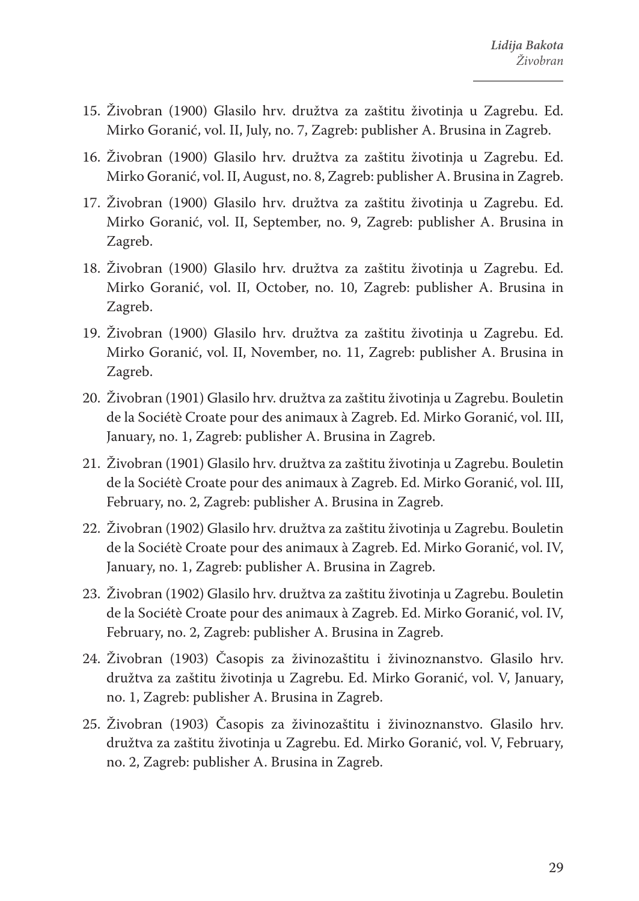15. Živobran (1900) Glasilo hrv. družtva za zaštitu životinja u Zagrebu. Ed. Mirko Goranić, vol. II, July, no. 7, Zagreb: publisher A. Brusina in Zagreb.
16. Živobran (1900) Glasilo hrv. družtva za zaštitu životinja u Zagrebu. Ed. Mirko Goranić, vol. II, August, no. 8, Zagreb: publisher A. Brusina in Zagreb.
17. Živobran (1900) Glasilo hrv. družtva za zaštitu životinja u Zagrebu. Ed. Mirko Goranić, vol. II, September, no. 9, Zagreb: publisher A. Brusina in Zagreb.
18. Živobran (1900) Glasilo hrv. družtva za zaštitu životinja u Zagrebu. Ed. Mirko Goranić, vol. II, October, no. 10, Zagreb: publisher A. Brusina in Zagreb.
19. Živobran (1900) Glasilo hrv. družtva za zaštitu životinja u Zagrebu. Ed. Mirko Goranić, vol. II, November, no. 11, Zagreb: publisher A. Brusina in Zagreb.
20. Živobran (1901) Glasilo hrv. družtva za zaštitu životinja u Zagrebu. Bouletin de la Sociétè Croate pour des animaux à Zagreb. Ed. Mirko Goranić, vol. III, January, no. 1, Zagreb: publisher A. Brusina in Zagreb.
21. Živobran (1901) Glasilo hrv. družtva za zaštitu životinja u Zagrebu. Bouletin de la Sociétè Croate pour des animaux à Zagreb. Ed. Mirko Goranić, vol. III, February, no. 2, Zagreb: publisher A. Brusina in Zagreb.
22. Živobran (1902) Glasilo hrv. družtva za zaštitu životinja u Zagrebu. Bouletin de la Sociétè Croate pour des animaux à Zagreb. Ed. Mirko Goranić, vol. IV, January, no. 1, Zagreb: publisher A. Brusina in Zagreb.
23. Živobran (1902) Glasilo hrv. družtva za zaštitu životinja u Zagrebu. Bouletin de la Sociétè Croate pour des animaux à Zagreb. Ed. Mirko Goranić, vol. IV, February, no. 2, Zagreb: publisher A. Brusina in Zagreb.
24. Živobran (1903) Časopis za živinozaštitu i živinoznanstvo. Glasilo hrv. družtva za zaštitu životinja u Zagrebu. Ed. Mirko Goranić, vol. V, January, no. 1, Zagreb: publisher A. Brusina in Zagreb.
25. Živobran (1903) Časopis za živinozaštitu i živinoznanstvo. Glasilo hrv. družtva za zaštitu životinja u Zagrebu. Ed. Mirko Goranić, vol. V, February, no. 2, Zagreb: publisher A. Brusina in Zagreb.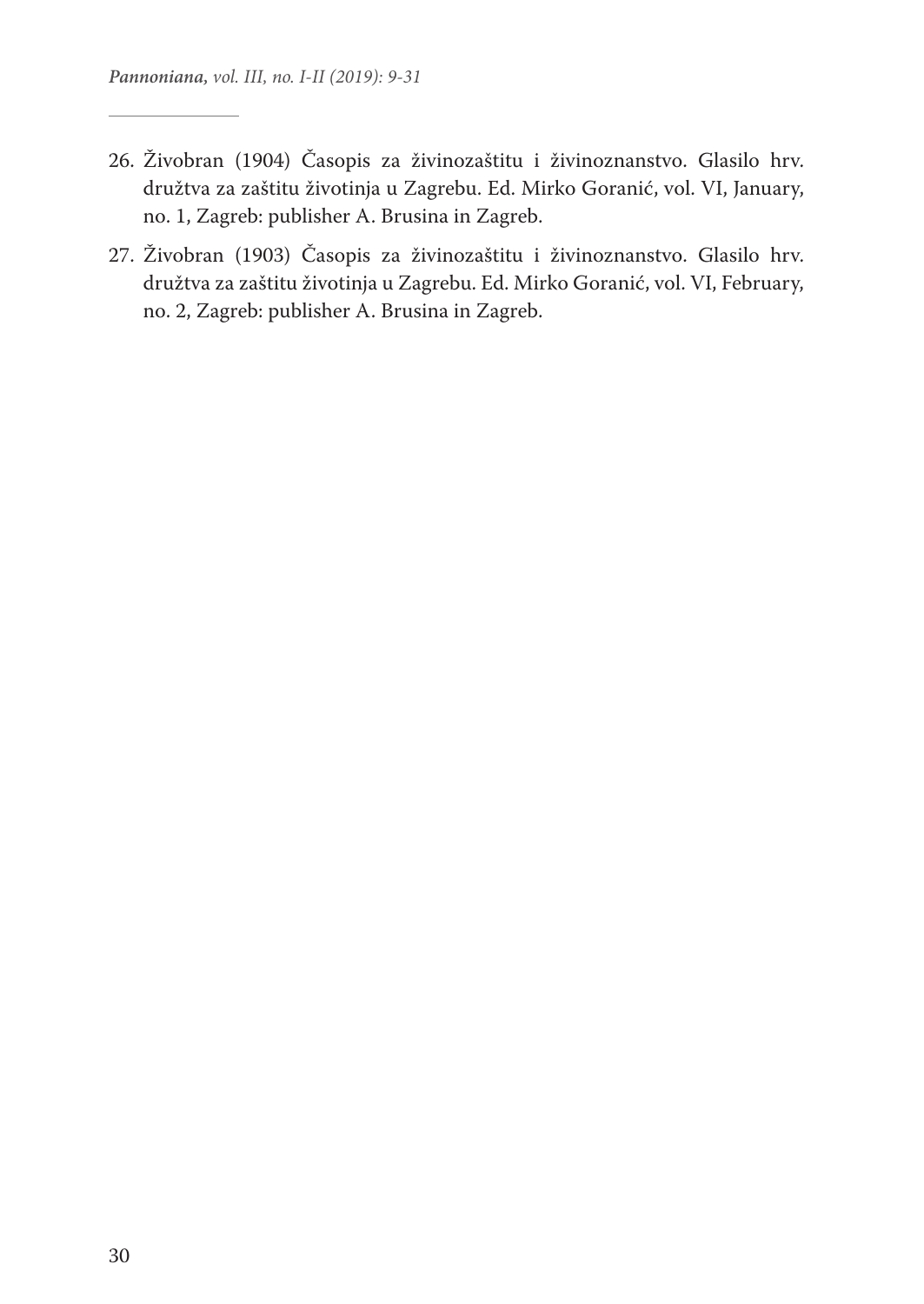26. Živobran (1904) Časopis za živinozaštitu i živinoznanstvo. Glasilo hrv. družtva za zaštitu životinja u Zagrebu. Ed. Mirko Goranić, vol. VI, January, no. 1, Zagreb: publisher A. Brusina in Zagreb.
27. Živobran (1903) Časopis za živinozaštitu i živinoznanstvo. Glasilo hrv. družtva za zaštitu životinja u Zagrebu. Ed. Mirko Goranić, vol. VI, February, no. 2, Zagreb: publisher A. Brusina in Zagreb.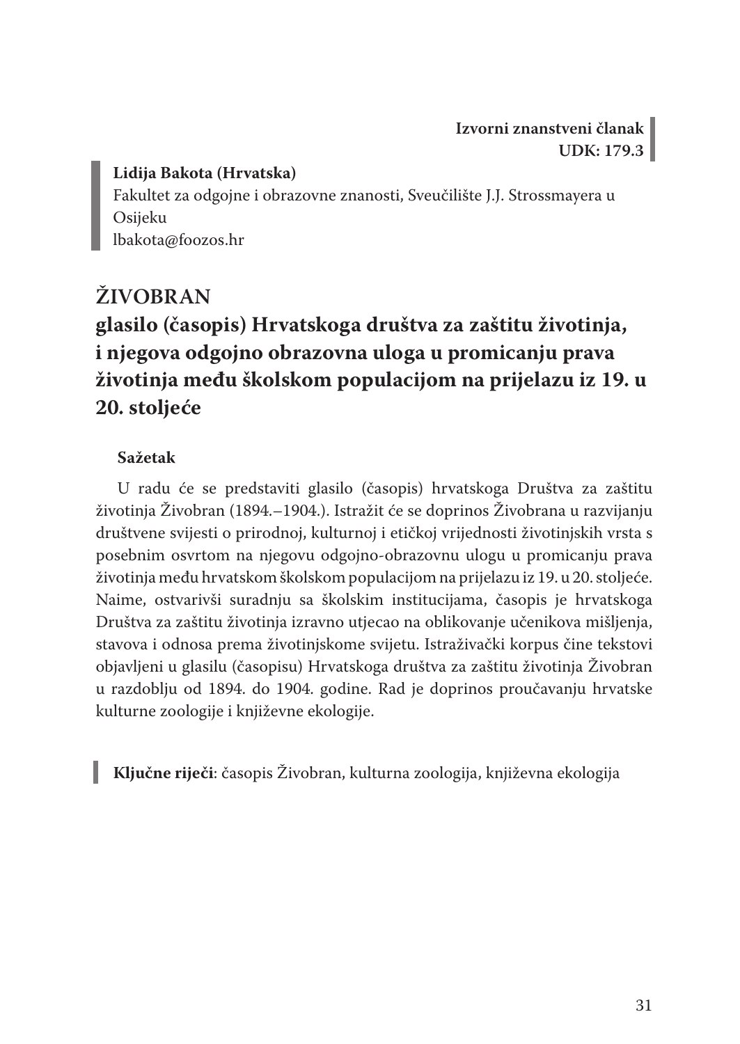**Izvorni znanstveni članak**
**UDK: 179.3**

**Lidija Bakota (Hrvatska)**
Fakultet za odgojne i obrazovne znanosti, Sveučilište J.J. Strossmayera u Osijeku
lbakota@foozos.hr

# ŽIVOBRAN
## glasilo (časopis) Hrvatskoga društva za zaštitu životinja, i njegova odgojno obrazovna uloga u promicanju prava životinja među školskom populacijom na prijelazu iz 19. u 20. stoljeće

### Sažetak

U radu će se predstaviti glasilo (časopis) hrvatskoga Društva za zaštitu životinja Živobran (1894.–1904.). Istražit će se doprinos Živobrana u razvijanju društvene svijesti o prirodnoj, kulturnoj i etičkoj vrijednosti životinjskih vrsta s posebnim osvrtom na njegovu odgojno-obrazovnu ulogu u promicanju prava životinja među hrvatskom školskom populacijom na prijelazu iz 19. u 20. stoljeće. Naime, ostvarivši suradnju sa školskim institucijama, časopis je hrvatskoga Društva za zaštitu životinja izravno utjecao na oblikovanje učenikova mišljenja, stavova i odnosa prema životinjskome svijetu. Istraživački korpus čine tekstovi objavljeni u glasilu (časopisu) Hrvatskoga društva za zaštitu životinja Živobran u razdoblju od 1894. do 1904. godine. Rad je doprinos proučavanju hrvatske kulturne zoologije i književne ekologije.

**Ključne riječi**: časopis Živobran, kulturna zoologija, književna ekologija